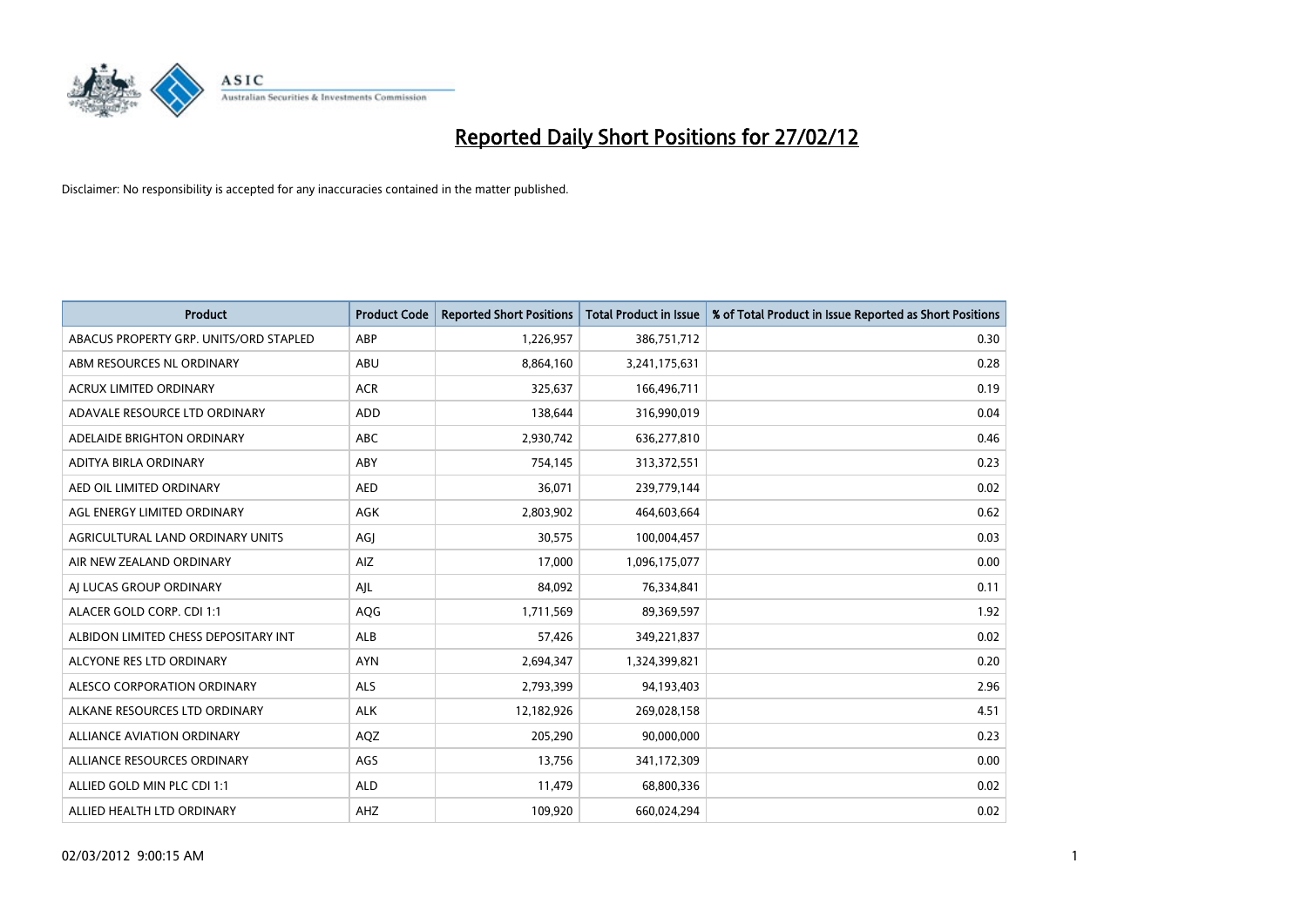# Reported Daily Short Positions for 27/02/12

Disclaimer: No responsibility is accepted for any inaccuracies contained in the matter published.

| Product | Product Code | Reported Short Positions | Total Product in Issue | % of Total Product in Issue Reported as Short Positions |
|---|---|---|---|---|
| ABACUS PROPERTY GRP. UNITS/ORD STAPLED | ABP | 1,226,957 | 386,751,712 | 0.30 |
| ABM RESOURCES NL ORDINARY | ABU | 8,864,160 | 3,241,175,631 | 0.28 |
| ACRUX LIMITED ORDINARY | ACR | 325,637 | 166,496,711 | 0.19 |
| ADAVALE RESOURCE LTD ORDINARY | ADD | 138,644 | 316,990,019 | 0.04 |
| ADELAIDE BRIGHTON ORDINARY | ABC | 2,930,742 | 636,277,810 | 0.46 |
| ADITYA BIRLA ORDINARY | ABY | 754,145 | 313,372,551 | 0.23 |
| AED OIL LIMITED ORDINARY | AED | 36,071 | 239,779,144 | 0.02 |
| AGL ENERGY LIMITED ORDINARY | AGK | 2,803,902 | 464,603,664 | 0.62 |
| AGRICULTURAL LAND ORDINARY UNITS | AGJ | 30,575 | 100,004,457 | 0.03 |
| AIR NEW ZEALAND ORDINARY | AIZ | 17,000 | 1,096,175,077 | 0.00 |
| AJ LUCAS GROUP ORDINARY | AJL | 84,092 | 76,334,841 | 0.11 |
| ALACER GOLD CORP. CDI 1:1 | AQG | 1,711,569 | 89,369,597 | 1.92 |
| ALBIDON LIMITED CHESS DEPOSITARY INT | ALB | 57,426 | 349,221,837 | 0.02 |
| ALCYONE RES LTD ORDINARY | AYN | 2,694,347 | 1,324,399,821 | 0.20 |
| ALESCO CORPORATION ORDINARY | ALS | 2,793,399 | 94,193,403 | 2.96 |
| ALKANE RESOURCES LTD ORDINARY | ALK | 12,182,926 | 269,028,158 | 4.51 |
| ALLIANCE AVIATION ORDINARY | AQZ | 205,290 | 90,000,000 | 0.23 |
| ALLIANCE RESOURCES ORDINARY | AGS | 13,756 | 341,172,309 | 0.00 |
| ALLIED GOLD MIN PLC CDI 1:1 | ALD | 11,479 | 68,800,336 | 0.02 |
| ALLIED HEALTH LTD ORDINARY | AHZ | 109,920 | 660,024,294 | 0.02 |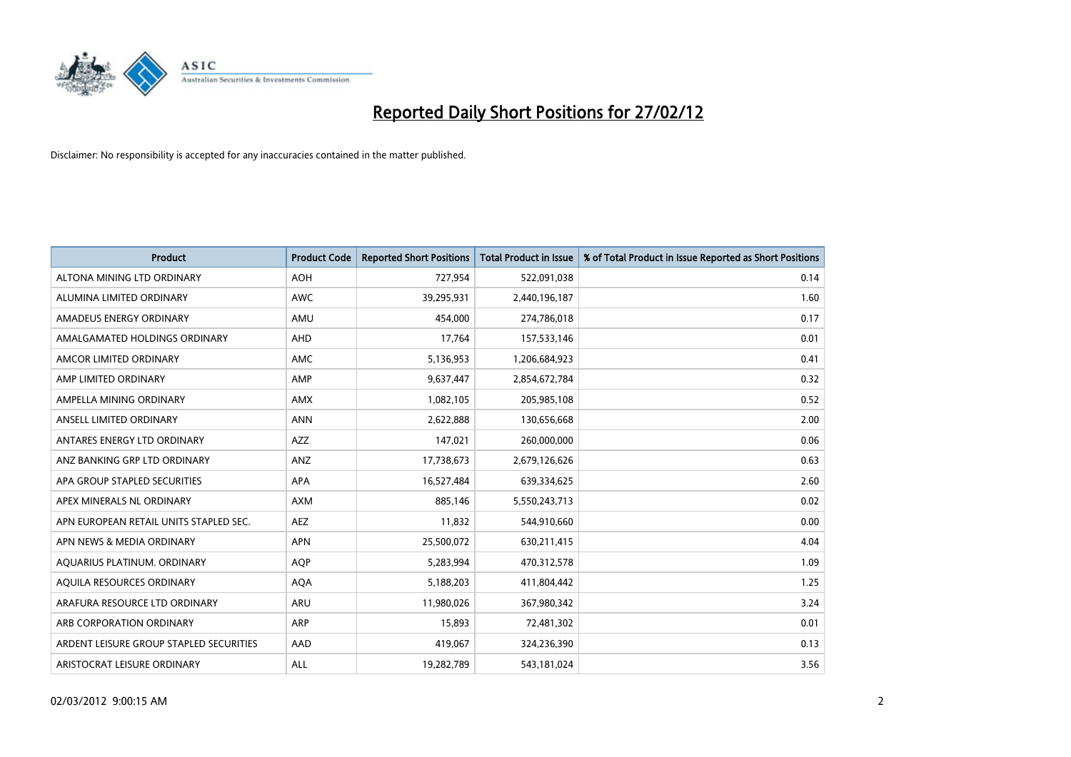# Reported Daily Short Positions for 27/02/12

Disclaimer: No responsibility is accepted for any inaccuracies contained in the matter published.

| Product | Product Code | Reported Short Positions | Total Product in Issue | % of Total Product in Issue Reported as Short Positions |
|---|---|---|---|---|
| ALTONA MINING LTD ORDINARY | AOH | 727,954 | 522,091,038 | 0.14 |
| ALUMINA LIMITED ORDINARY | AWC | 39,295,931 | 2,440,196,187 | 1.60 |
| AMADEUS ENERGY ORDINARY | AMU | 454,000 | 274,786,018 | 0.17 |
| AMALGAMATED HOLDINGS ORDINARY | AHD | 17,764 | 157,533,146 | 0.01 |
| AMCOR LIMITED ORDINARY | AMC | 5,136,953 | 1,206,684,923 | 0.41 |
| AMP LIMITED ORDINARY | AMP | 9,637,447 | 2,854,672,784 | 0.32 |
| AMPELLA MINING ORDINARY | AMX | 1,082,105 | 205,985,108 | 0.52 |
| ANSELL LIMITED ORDINARY | ANN | 2,622,888 | 130,656,668 | 2.00 |
| ANTARES ENERGY LTD ORDINARY | AZZ | 147,021 | 260,000,000 | 0.06 |
| ANZ BANKING GRP LTD ORDINARY | ANZ | 17,738,673 | 2,679,126,626 | 0.63 |
| APA GROUP STAPLED SECURITIES | APA | 16,527,484 | 639,334,625 | 2.60 |
| APEX MINERALS NL ORDINARY | AXM | 885,146 | 5,550,243,713 | 0.02 |
| APN EUROPEAN RETAIL UNITS STAPLED SEC. | AEZ | 11,832 | 544,910,660 | 0.00 |
| APN NEWS & MEDIA ORDINARY | APN | 25,500,072 | 630,211,415 | 4.04 |
| AQUARIUS PLATINUM. ORDINARY | AQP | 5,283,994 | 470,312,578 | 1.09 |
| AQUILA RESOURCES ORDINARY | AQA | 5,188,203 | 411,804,442 | 1.25 |
| ARAFURA RESOURCE LTD ORDINARY | ARU | 11,980,026 | 367,980,342 | 3.24 |
| ARB CORPORATION ORDINARY | ARP | 15,893 | 72,481,302 | 0.01 |
| ARDENT LEISURE GROUP STAPLED SECURITIES | AAD | 419,067 | 324,236,390 | 0.13 |
| ARISTOCRAT LEISURE ORDINARY | ALL | 19,282,789 | 543,181,024 | 3.56 |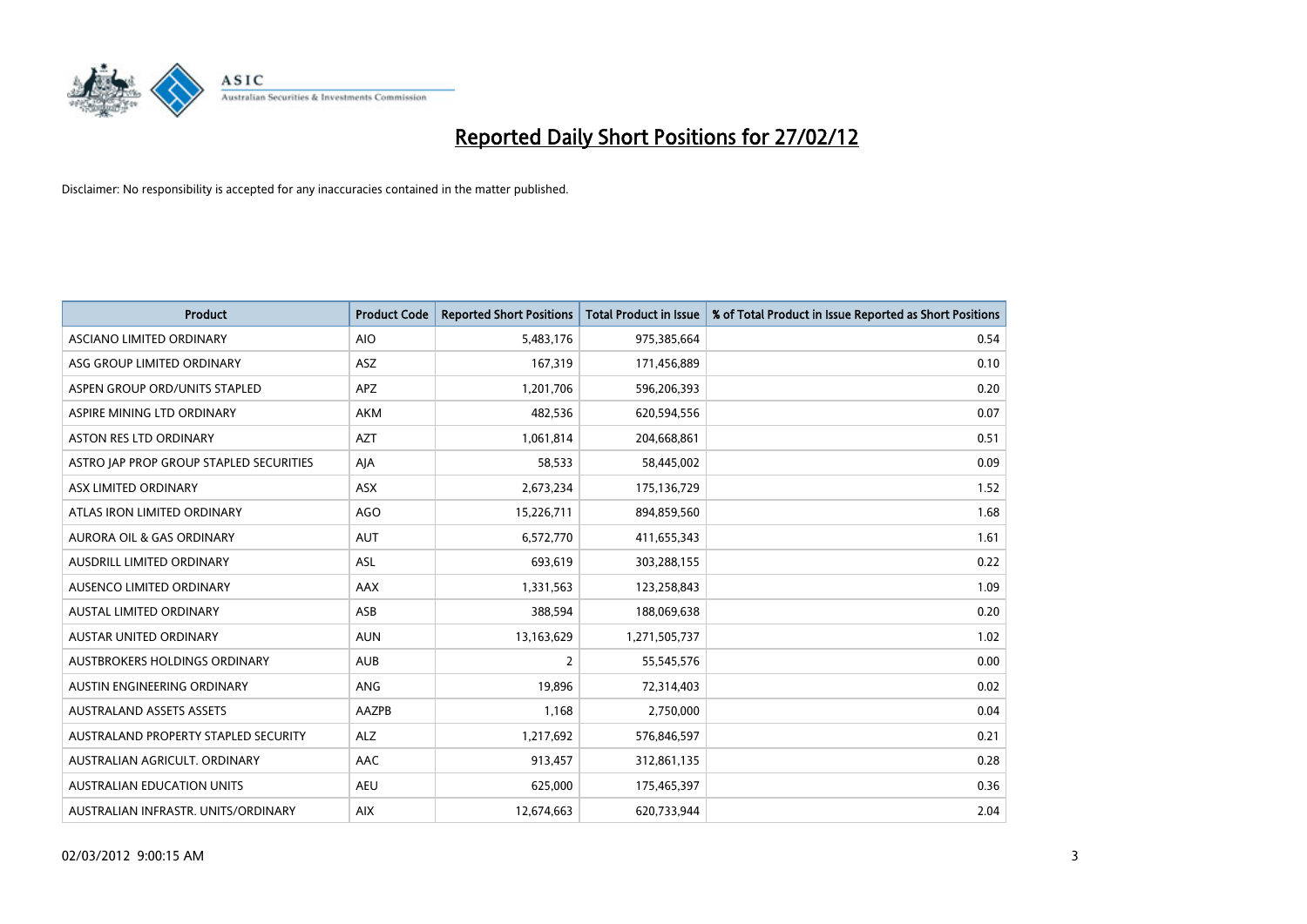# Reported Daily Short Positions for 27/02/12

Disclaimer: No responsibility is accepted for any inaccuracies contained in the matter published.

| Product | Product Code | Reported Short Positions | Total Product in Issue | % of Total Product in Issue Reported as Short Positions |
|---|---|---|---|---|
| ASCIANO LIMITED ORDINARY | AIO | 5,483,176 | 975,385,664 | 0.54 |
| ASG GROUP LIMITED ORDINARY | ASZ | 167,319 | 171,456,889 | 0.10 |
| ASPEN GROUP ORD/UNITS STAPLED | APZ | 1,201,706 | 596,206,393 | 0.20 |
| ASPIRE MINING LTD ORDINARY | AKM | 482,536 | 620,594,556 | 0.07 |
| ASTON RES LTD ORDINARY | AZT | 1,061,814 | 204,668,861 | 0.51 |
| ASTRO JAP PROP GROUP STAPLED SECURITIES | AJA | 58,533 | 58,445,002 | 0.09 |
| ASX LIMITED ORDINARY | ASX | 2,673,234 | 175,136,729 | 1.52 |
| ATLAS IRON LIMITED ORDINARY | AGO | 15,226,711 | 894,859,560 | 1.68 |
| AURORA OIL & GAS ORDINARY | AUT | 6,572,770 | 411,655,343 | 1.61 |
| AUSDRILL LIMITED ORDINARY | ASL | 693,619 | 303,288,155 | 0.22 |
| AUSENCO LIMITED ORDINARY | AAX | 1,331,563 | 123,258,843 | 1.09 |
| AUSTAL LIMITED ORDINARY | ASB | 388,594 | 188,069,638 | 0.20 |
| AUSTAR UNITED ORDINARY | AUN | 13,163,629 | 1,271,505,737 | 1.02 |
| AUSTBROKERS HOLDINGS ORDINARY | AUB | 2 | 55,545,576 | 0.00 |
| AUSTIN ENGINEERING ORDINARY | ANG | 19,896 | 72,314,403 | 0.02 |
| AUSTRALAND ASSETS ASSETS | AAZPB | 1,168 | 2,750,000 | 0.04 |
| AUSTRALAND PROPERTY STAPLED SECURITY | ALZ | 1,217,692 | 576,846,597 | 0.21 |
| AUSTRALIAN AGRICULT. ORDINARY | AAC | 913,457 | 312,861,135 | 0.28 |
| AUSTRALIAN EDUCATION UNITS | AEU | 625,000 | 175,465,397 | 0.36 |
| AUSTRALIAN INFRASTR. UNITS/ORDINARY | AIX | 12,674,663 | 620,733,944 | 2.04 |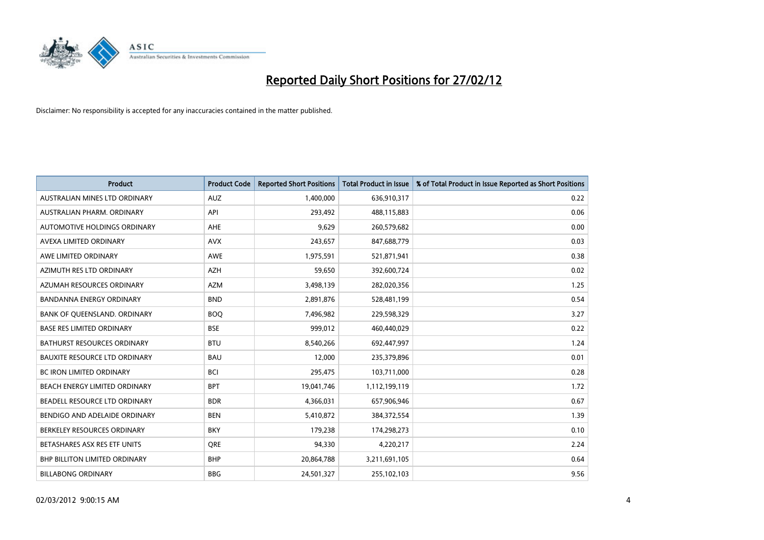# Reported Daily Short Positions for 27/02/12

Disclaimer: No responsibility is accepted for any inaccuracies contained in the matter published.

| Product | Product Code | Reported Short Positions | Total Product in Issue | % of Total Product in Issue Reported as Short Positions |
|---|---|---|---|---|
| AUSTRALIAN MINES LTD ORDINARY | AUZ | 1,400,000 | 636,910,317 | 0.22 |
| AUSTRALIAN PHARM. ORDINARY | API | 293,492 | 488,115,883 | 0.06 |
| AUTOMOTIVE HOLDINGS ORDINARY | AHE | 9,629 | 260,579,682 | 0.00 |
| AVEXA LIMITED ORDINARY | AVX | 243,657 | 847,688,779 | 0.03 |
| AWE LIMITED ORDINARY | AWE | 1,975,591 | 521,871,941 | 0.38 |
| AZIMUTH RES LTD ORDINARY | AZH | 59,650 | 392,600,724 | 0.02 |
| AZUMAH RESOURCES ORDINARY | AZM | 3,498,139 | 282,020,356 | 1.25 |
| BANDANNA ENERGY ORDINARY | BND | 2,891,876 | 528,481,199 | 0.54 |
| BANK OF QUEENSLAND. ORDINARY | BOQ | 7,496,982 | 229,598,329 | 3.27 |
| BASE RES LIMITED ORDINARY | BSE | 999,012 | 460,440,029 | 0.22 |
| BATHURST RESOURCES ORDINARY | BTU | 8,540,266 | 692,447,997 | 1.24 |
| BAUXITE RESOURCE LTD ORDINARY | BAU | 12,000 | 235,379,896 | 0.01 |
| BC IRON LIMITED ORDINARY | BCI | 295,475 | 103,711,000 | 0.28 |
| BEACH ENERGY LIMITED ORDINARY | BPT | 19,041,746 | 1,112,199,119 | 1.72 |
| BEADELL RESOURCE LTD ORDINARY | BDR | 4,366,031 | 657,906,946 | 0.67 |
| BENDIGO AND ADELAIDE ORDINARY | BEN | 5,410,872 | 384,372,554 | 1.39 |
| BERKELEY RESOURCES ORDINARY | BKY | 179,238 | 174,298,273 | 0.10 |
| BETASHARES ASX RES ETF UNITS | QRE | 94,330 | 4,220,217 | 2.24 |
| BHP BILLITON LIMITED ORDINARY | BHP | 20,864,788 | 3,211,691,105 | 0.64 |
| BILLABONG ORDINARY | BBG | 24,501,327 | 255,102,103 | 9.56 |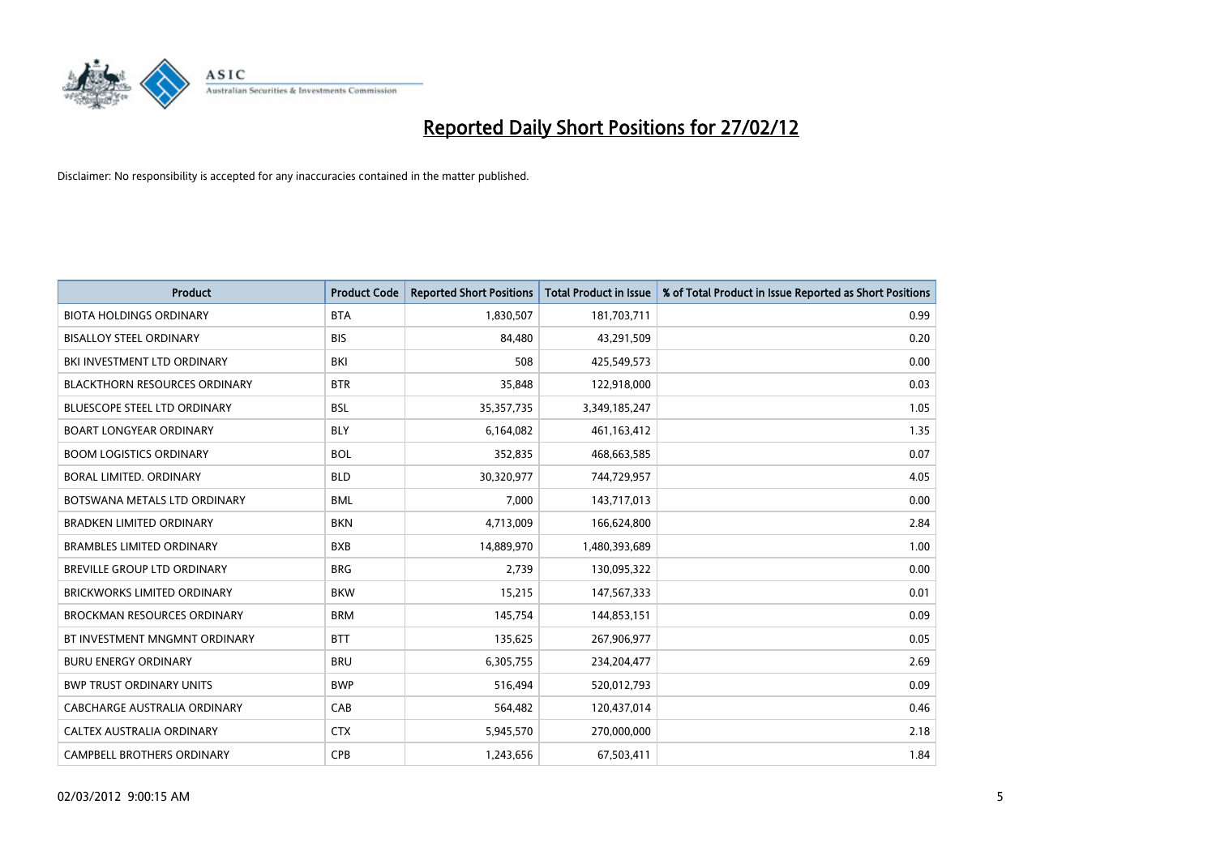# Reported Daily Short Positions for 27/02/12

Disclaimer: No responsibility is accepted for any inaccuracies contained in the matter published.

| Product | Product Code | Reported Short Positions | Total Product in Issue | % of Total Product in Issue Reported as Short Positions |
|---|---|---|---|---|
| BIOTA HOLDINGS ORDINARY | BTA | 1,830,507 | 181,703,711 | 0.99 |
| BISALLOY STEEL ORDINARY | BIS | 84,480 | 43,291,509 | 0.20 |
| BKI INVESTMENT LTD ORDINARY | BKI | 508 | 425,549,573 | 0.00 |
| BLACKTHORN RESOURCES ORDINARY | BTR | 35,848 | 122,918,000 | 0.03 |
| BLUESCOPE STEEL LTD ORDINARY | BSL | 35,357,735 | 3,349,185,247 | 1.05 |
| BOART LONGYEAR ORDINARY | BLY | 6,164,082 | 461,163,412 | 1.35 |
| BOOM LOGISTICS ORDINARY | BOL | 352,835 | 468,663,585 | 0.07 |
| BORAL LIMITED. ORDINARY | BLD | 30,320,977 | 744,729,957 | 4.05 |
| BOTSWANA METALS LTD ORDINARY | BML | 7,000 | 143,717,013 | 0.00 |
| BRADKEN LIMITED ORDINARY | BKN | 4,713,009 | 166,624,800 | 2.84 |
| BRAMBLES LIMITED ORDINARY | BXB | 14,889,970 | 1,480,393,689 | 1.00 |
| BREVILLE GROUP LTD ORDINARY | BRG | 2,739 | 130,095,322 | 0.00 |
| BRICKWORKS LIMITED ORDINARY | BKW | 15,215 | 147,567,333 | 0.01 |
| BROCKMAN RESOURCES ORDINARY | BRM | 145,754 | 144,853,151 | 0.09 |
| BT INVESTMENT MNGMNT ORDINARY | BTT | 135,625 | 267,906,977 | 0.05 |
| BURU ENERGY ORDINARY | BRU | 6,305,755 | 234,204,477 | 2.69 |
| BWP TRUST ORDINARY UNITS | BWP | 516,494 | 520,012,793 | 0.09 |
| CABCHARGE AUSTRALIA ORDINARY | CAB | 564,482 | 120,437,014 | 0.46 |
| CALTEX AUSTRALIA ORDINARY | CTX | 5,945,570 | 270,000,000 | 2.18 |
| CAMPBELL BROTHERS ORDINARY | CPB | 1,243,656 | 67,503,411 | 1.84 |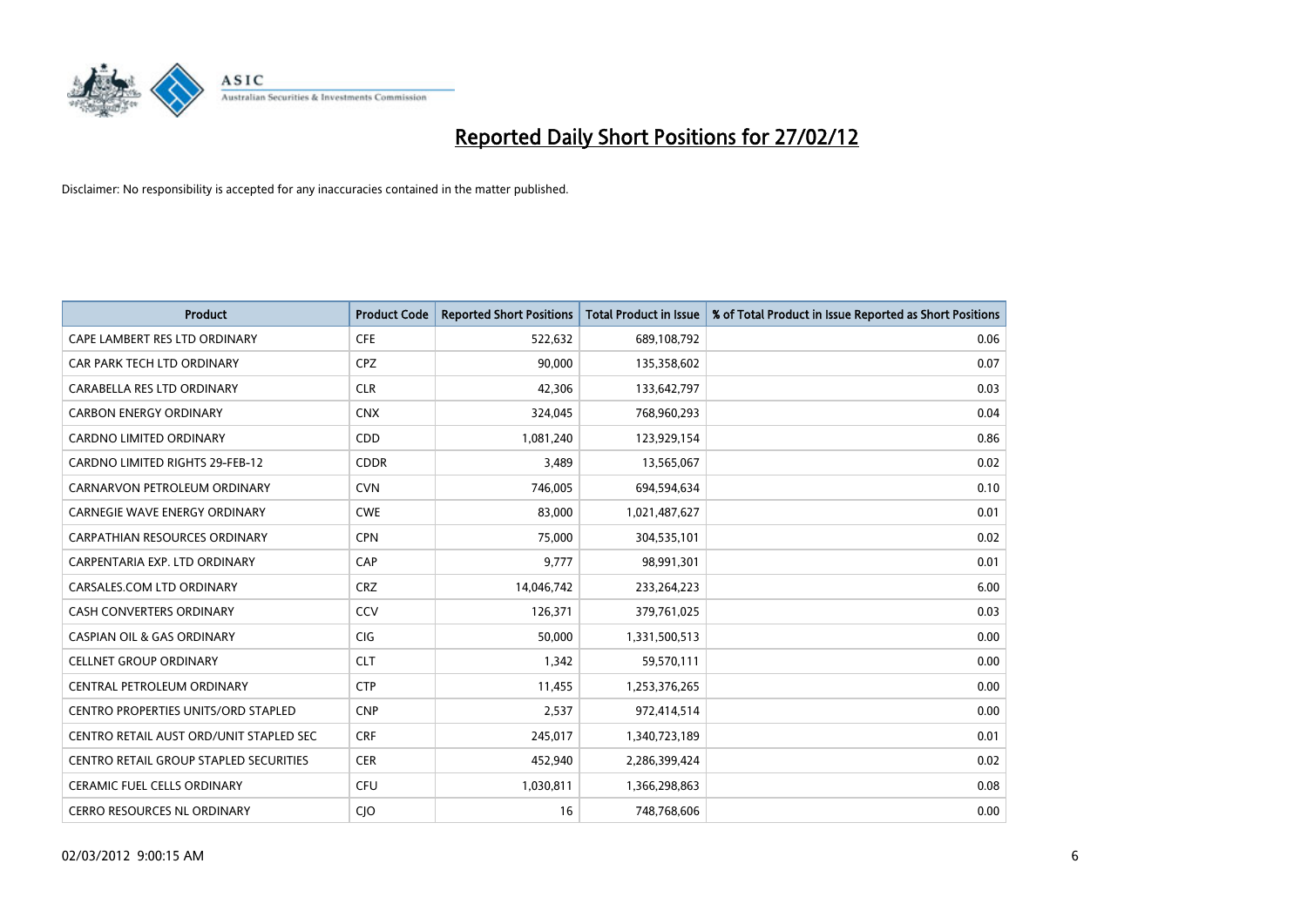# Reported Daily Short Positions for 27/02/12

Disclaimer: No responsibility is accepted for any inaccuracies contained in the matter published.

| Product | Product Code | Reported Short Positions | Total Product in Issue | % of Total Product in Issue Reported as Short Positions |
|---|---|---|---|---|
| CAPE LAMBERT RES LTD ORDINARY | CFE | 522,632 | 689,108,792 | 0.06 |
| CAR PARK TECH LTD ORDINARY | CPZ | 90,000 | 135,358,602 | 0.07 |
| CARABELLA RES LTD ORDINARY | CLR | 42,306 | 133,642,797 | 0.03 |
| CARBON ENERGY ORDINARY | CNX | 324,045 | 768,960,293 | 0.04 |
| CARDNO LIMITED ORDINARY | CDD | 1,081,240 | 123,929,154 | 0.86 |
| CARDNO LIMITED RIGHTS 29-FEB-12 | CDDR | 3,489 | 13,565,067 | 0.02 |
| CARNARVON PETROLEUM ORDINARY | CVN | 746,005 | 694,594,634 | 0.10 |
| CARNEGIE WAVE ENERGY ORDINARY | CWE | 83,000 | 1,021,487,627 | 0.01 |
| CARPATHIAN RESOURCES ORDINARY | CPN | 75,000 | 304,535,101 | 0.02 |
| CARPENTARIA EXP. LTD ORDINARY | CAP | 9,777 | 98,991,301 | 0.01 |
| CARSALES.COM LTD ORDINARY | CRZ | 14,046,742 | 233,264,223 | 6.00 |
| CASH CONVERTERS ORDINARY | CCV | 126,371 | 379,761,025 | 0.03 |
| CASPIAN OIL & GAS ORDINARY | CIG | 50,000 | 1,331,500,513 | 0.00 |
| CELLNET GROUP ORDINARY | CLT | 1,342 | 59,570,111 | 0.00 |
| CENTRAL PETROLEUM ORDINARY | CTP | 11,455 | 1,253,376,265 | 0.00 |
| CENTRO PROPERTIES UNITS/ORD STAPLED | CNP | 2,537 | 972,414,514 | 0.00 |
| CENTRO RETAIL AUST ORD/UNIT STAPLED SEC | CRF | 245,017 | 1,340,723,189 | 0.01 |
| CENTRO RETAIL GROUP STAPLED SECURITIES | CER | 452,940 | 2,286,399,424 | 0.02 |
| CERAMIC FUEL CELLS ORDINARY | CFU | 1,030,811 | 1,366,298,863 | 0.08 |
| CERRO RESOURCES NL ORDINARY | CJO | 16 | 748,768,606 | 0.00 |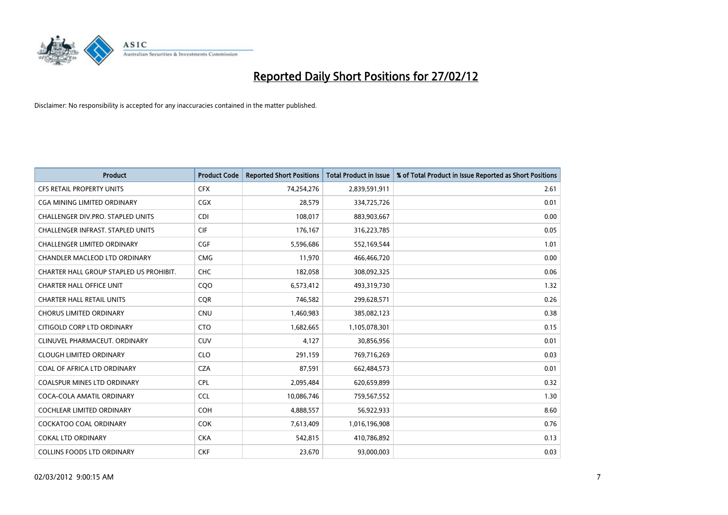# Reported Daily Short Positions for 27/02/12

Disclaimer: No responsibility is accepted for any inaccuracies contained in the matter published.

| Product | Product Code | Reported Short Positions | Total Product in Issue | % of Total Product in Issue Reported as Short Positions |
|---|---|---|---|---|
| CFS RETAIL PROPERTY UNITS | CFX | 74,254,276 | 2,839,591,911 | 2.61 |
| CGA MINING LIMITED ORDINARY | CGX | 28,579 | 334,725,726 | 0.01 |
| CHALLENGER DIV.PRO. STAPLED UNITS | CDI | 108,017 | 883,903,667 | 0.00 |
| CHALLENGER INFRAST. STAPLED UNITS | CIF | 176,167 | 316,223,785 | 0.05 |
| CHALLENGER LIMITED ORDINARY | CGF | 5,596,686 | 552,169,544 | 1.01 |
| CHANDLER MACLEOD LTD ORDINARY | CMG | 11,970 | 466,466,720 | 0.00 |
| CHARTER HALL GROUP STAPLED US PROHIBIT. | CHC | 182,058 | 308,092,325 | 0.06 |
| CHARTER HALL OFFICE UNIT | CQO | 6,573,412 | 493,319,730 | 1.32 |
| CHARTER HALL RETAIL UNITS | CQR | 746,582 | 299,628,571 | 0.26 |
| CHORUS LIMITED ORDINARY | CNU | 1,460,983 | 385,082,123 | 0.38 |
| CITIGOLD CORP LTD ORDINARY | CTO | 1,682,665 | 1,105,078,301 | 0.15 |
| CLINUVEL PHARMACEUT. ORDINARY | CUV | 4,127 | 30,856,956 | 0.01 |
| CLOUGH LIMITED ORDINARY | CLO | 291,159 | 769,716,269 | 0.03 |
| COAL OF AFRICA LTD ORDINARY | CZA | 87,591 | 662,484,573 | 0.01 |
| COALSPUR MINES LTD ORDINARY | CPL | 2,095,484 | 620,659,899 | 0.32 |
| COCA-COLA AMATIL ORDINARY | CCL | 10,086,746 | 759,567,552 | 1.30 |
| COCHLEAR LIMITED ORDINARY | COH | 4,888,557 | 56,922,933 | 8.60 |
| COCKATOO COAL ORDINARY | COK | 7,613,409 | 1,016,196,908 | 0.76 |
| COKAL LTD ORDINARY | CKA | 542,815 | 410,786,892 | 0.13 |
| COLLINS FOODS LTD ORDINARY | CKF | 23,670 | 93,000,003 | 0.03 |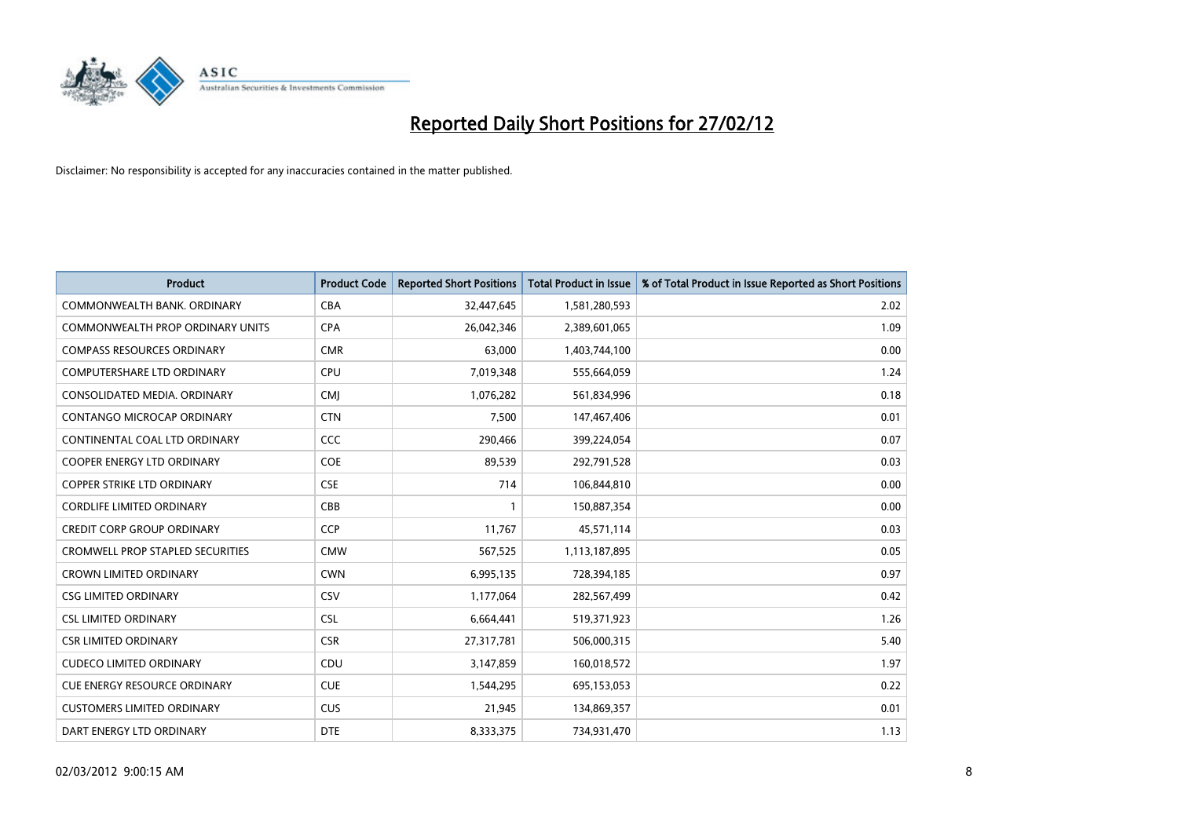# Reported Daily Short Positions for 27/02/12

Disclaimer: No responsibility is accepted for any inaccuracies contained in the matter published.

| Product | Product Code | Reported Short Positions | Total Product in Issue | % of Total Product in Issue Reported as Short Positions |
|---|---|---|---|---|
| COMMONWEALTH BANK. ORDINARY | CBA | 32,447,645 | 1,581,280,593 | 2.02 |
| COMMONWEALTH PROP ORDINARY UNITS | CPA | 26,042,346 | 2,389,601,065 | 1.09 |
| COMPASS RESOURCES ORDINARY | CMR | 63,000 | 1,403,744,100 | 0.00 |
| COMPUTERSHARE LTD ORDINARY | CPU | 7,019,348 | 555,664,059 | 1.24 |
| CONSOLIDATED MEDIA. ORDINARY | CMJ | 1,076,282 | 561,834,996 | 0.18 |
| CONTANGO MICROCAP ORDINARY | CTN | 7,500 | 147,467,406 | 0.01 |
| CONTINENTAL COAL LTD ORDINARY | CCC | 290,466 | 399,224,054 | 0.07 |
| COOPER ENERGY LTD ORDINARY | COE | 89,539 | 292,791,528 | 0.03 |
| COPPER STRIKE LTD ORDINARY | CSE | 714 | 106,844,810 | 0.00 |
| CORDLIFE LIMITED ORDINARY | CBB | 1 | 150,887,354 | 0.00 |
| CREDIT CORP GROUP ORDINARY | CCP | 11,767 | 45,571,114 | 0.03 |
| CROMWELL PROP STAPLED SECURITIES | CMW | 567,525 | 1,113,187,895 | 0.05 |
| CROWN LIMITED ORDINARY | CWN | 6,995,135 | 728,394,185 | 0.97 |
| CSG LIMITED ORDINARY | CSV | 1,177,064 | 282,567,499 | 0.42 |
| CSL LIMITED ORDINARY | CSL | 6,664,441 | 519,371,923 | 1.26 |
| CSR LIMITED ORDINARY | CSR | 27,317,781 | 506,000,315 | 5.40 |
| CUDECO LIMITED ORDINARY | CDU | 3,147,859 | 160,018,572 | 1.97 |
| CUE ENERGY RESOURCE ORDINARY | CUE | 1,544,295 | 695,153,053 | 0.22 |
| CUSTOMERS LIMITED ORDINARY | CUS | 21,945 | 134,869,357 | 0.01 |
| DART ENERGY LTD ORDINARY | DTE | 8,333,375 | 734,931,470 | 1.13 |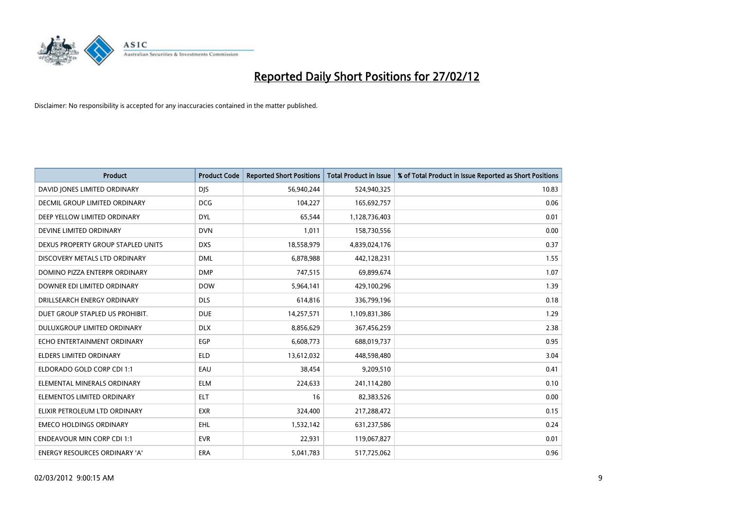# Reported Daily Short Positions for 27/02/12

Disclaimer: No responsibility is accepted for any inaccuracies contained in the matter published.

| Product | Product Code | Reported Short Positions | Total Product in Issue | % of Total Product in Issue Reported as Short Positions |
|---|---|---|---|---|
| DAVID JONES LIMITED ORDINARY | DJS | 56,940,244 | 524,940,325 | 10.83 |
| DECMIL GROUP LIMITED ORDINARY | DCG | 104,227 | 165,692,757 | 0.06 |
| DEEP YELLOW LIMITED ORDINARY | DYL | 65,544 | 1,128,736,403 | 0.01 |
| DEVINE LIMITED ORDINARY | DVN | 1,011 | 158,730,556 | 0.00 |
| DEXUS PROPERTY GROUP STAPLED UNITS | DXS | 18,558,979 | 4,839,024,176 | 0.37 |
| DISCOVERY METALS LTD ORDINARY | DML | 6,878,988 | 442,128,231 | 1.55 |
| DOMINO PIZZA ENTERPR ORDINARY | DMP | 747,515 | 69,899,674 | 1.07 |
| DOWNER EDI LIMITED ORDINARY | DOW | 5,964,141 | 429,100,296 | 1.39 |
| DRILLSEARCH ENERGY ORDINARY | DLS | 614,816 | 336,799,196 | 0.18 |
| DUET GROUP STAPLED US PROHIBIT. | DUE | 14,257,571 | 1,109,831,386 | 1.29 |
| DULUXGROUP LIMITED ORDINARY | DLX | 8,856,629 | 367,456,259 | 2.38 |
| ECHO ENTERTAINMENT ORDINARY | EGP | 6,608,773 | 688,019,737 | 0.95 |
| ELDERS LIMITED ORDINARY | ELD | 13,612,032 | 448,598,480 | 3.04 |
| ELDORADO GOLD CORP CDI 1:1 | EAU | 38,454 | 9,209,510 | 0.41 |
| ELEMENTAL MINERALS ORDINARY | ELM | 224,633 | 241,114,280 | 0.10 |
| ELEMENTOS LIMITED ORDINARY | ELT | 16 | 82,383,526 | 0.00 |
| ELIXIR PETROLEUM LTD ORDINARY | EXR | 324,400 | 217,288,472 | 0.15 |
| EMECO HOLDINGS ORDINARY | EHL | 1,532,142 | 631,237,586 | 0.24 |
| ENDEAVOUR MIN CORP CDI 1:1 | EVR | 22,931 | 119,067,827 | 0.01 |
| ENERGY RESOURCES ORDINARY 'A' | ERA | 5,041,783 | 517,725,062 | 0.96 |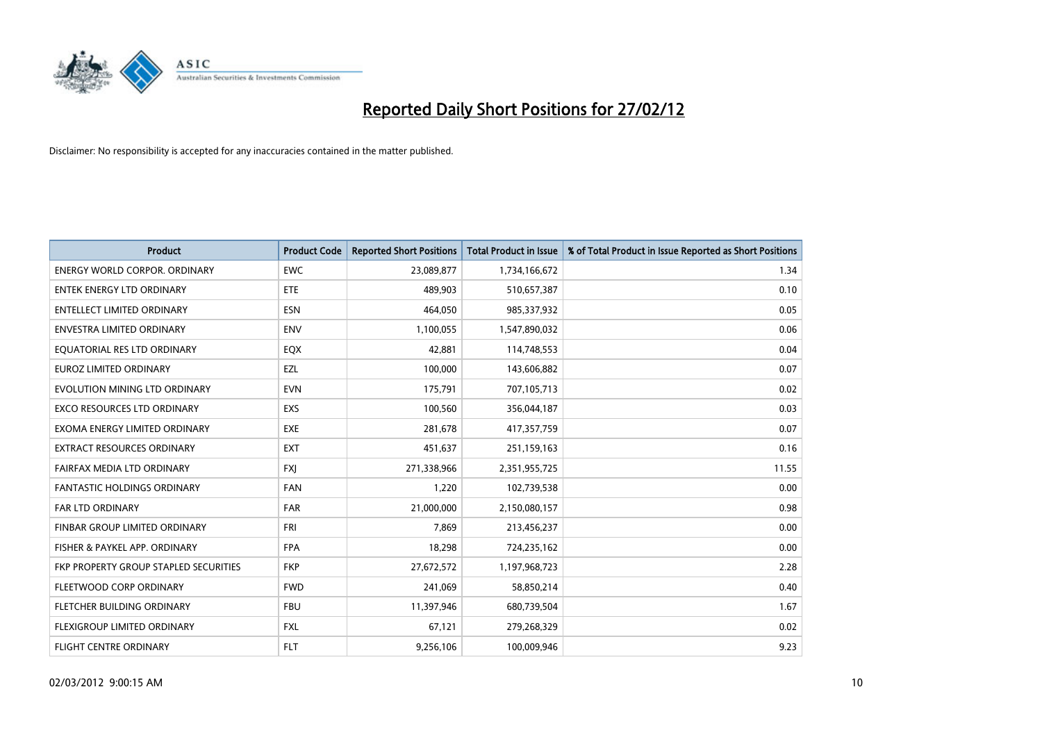# Reported Daily Short Positions for 27/02/12

Disclaimer: No responsibility is accepted for any inaccuracies contained in the matter published.

| Product | Product Code | Reported Short Positions | Total Product in Issue | % of Total Product in Issue Reported as Short Positions |
|---|---|---|---|---|
| ENERGY WORLD CORPOR. ORDINARY | EWC | 23,089,877 | 1,734,166,672 | 1.34 |
| ENTEK ENERGY LTD ORDINARY | ETE | 489,903 | 510,657,387 | 0.10 |
| ENTELLECT LIMITED ORDINARY | ESN | 464,050 | 985,337,932 | 0.05 |
| ENVESTRA LIMITED ORDINARY | ENV | 1,100,055 | 1,547,890,032 | 0.06 |
| EQUATORIAL RES LTD ORDINARY | EQX | 42,881 | 114,748,553 | 0.04 |
| EUROZ LIMITED ORDINARY | EZL | 100,000 | 143,606,882 | 0.07 |
| EVOLUTION MINING LTD ORDINARY | EVN | 175,791 | 707,105,713 | 0.02 |
| EXCO RESOURCES LTD ORDINARY | EXS | 100,560 | 356,044,187 | 0.03 |
| EXOMA ENERGY LIMITED ORDINARY | EXE | 281,678 | 417,357,759 | 0.07 |
| EXTRACT RESOURCES ORDINARY | EXT | 451,637 | 251,159,163 | 0.16 |
| FAIRFAX MEDIA LTD ORDINARY | FXJ | 271,338,966 | 2,351,955,725 | 11.55 |
| FANTASTIC HOLDINGS ORDINARY | FAN | 1,220 | 102,739,538 | 0.00 |
| FAR LTD ORDINARY | FAR | 21,000,000 | 2,150,080,157 | 0.98 |
| FINBAR GROUP LIMITED ORDINARY | FRI | 7,869 | 213,456,237 | 0.00 |
| FISHER & PAYKEL APP. ORDINARY | FPA | 18,298 | 724,235,162 | 0.00 |
| FKP PROPERTY GROUP STAPLED SECURITIES | FKP | 27,672,572 | 1,197,968,723 | 2.28 |
| FLEETWOOD CORP ORDINARY | FWD | 241,069 | 58,850,214 | 0.40 |
| FLETCHER BUILDING ORDINARY | FBU | 11,397,946 | 680,739,504 | 1.67 |
| FLEXIGROUP LIMITED ORDINARY | FXL | 67,121 | 279,268,329 | 0.02 |
| FLIGHT CENTRE ORDINARY | FLT | 9,256,106 | 100,009,946 | 9.23 |

02/03/2012 9:00:15 AM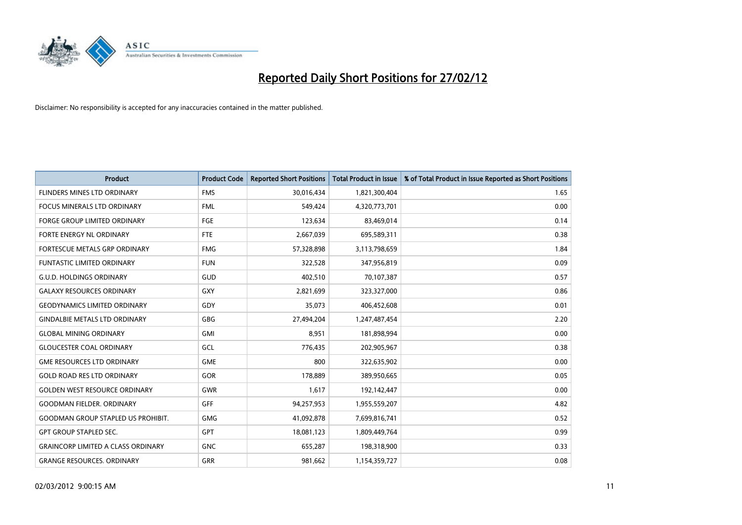# Reported Daily Short Positions for 27/02/12

Disclaimer: No responsibility is accepted for any inaccuracies contained in the matter published.

| Product | Product Code | Reported Short Positions | Total Product in Issue | % of Total Product in Issue Reported as Short Positions |
|---|---|---|---|---|
| FLINDERS MINES LTD ORDINARY | FMS | 30,016,434 | 1,821,300,404 | 1.65 |
| FOCUS MINERALS LTD ORDINARY | FML | 549,424 | 4,320,773,701 | 0.00 |
| FORGE GROUP LIMITED ORDINARY | FGE | 123,634 | 83,469,014 | 0.14 |
| FORTE ENERGY NL ORDINARY | FTE | 2,667,039 | 695,589,311 | 0.38 |
| FORTESCUE METALS GRP ORDINARY | FMG | 57,328,898 | 3,113,798,659 | 1.84 |
| FUNTASTIC LIMITED ORDINARY | FUN | 322,528 | 347,956,819 | 0.09 |
| G.U.D. HOLDINGS ORDINARY | GUD | 402,510 | 70,107,387 | 0.57 |
| GALAXY RESOURCES ORDINARY | GXY | 2,821,699 | 323,327,000 | 0.86 |
| GEODYNAMICS LIMITED ORDINARY | GDY | 35,073 | 406,452,608 | 0.01 |
| GINDALBIE METALS LTD ORDINARY | GBG | 27,494,204 | 1,247,487,454 | 2.20 |
| GLOBAL MINING ORDINARY | GMI | 8,951 | 181,898,994 | 0.00 |
| GLOUCESTER COAL ORDINARY | GCL | 776,435 | 202,905,967 | 0.38 |
| GME RESOURCES LTD ORDINARY | GME | 800 | 322,635,902 | 0.00 |
| GOLD ROAD RES LTD ORDINARY | GOR | 178,889 | 389,950,665 | 0.05 |
| GOLDEN WEST RESOURCE ORDINARY | GWR | 1,617 | 192,142,447 | 0.00 |
| GOODMAN FIELDER. ORDINARY | GFF | 94,257,953 | 1,955,559,207 | 4.82 |
| GOODMAN GROUP STAPLED US PROHIBIT. | GMG | 41,092,878 | 7,699,816,741 | 0.52 |
| GPT GROUP STAPLED SEC. | GPT | 18,081,123 | 1,809,449,764 | 0.99 |
| GRAINCORP LIMITED A CLASS ORDINARY | GNC | 655,287 | 198,318,900 | 0.33 |
| GRANGE RESOURCES. ORDINARY | GRR | 981,662 | 1,154,359,727 | 0.08 |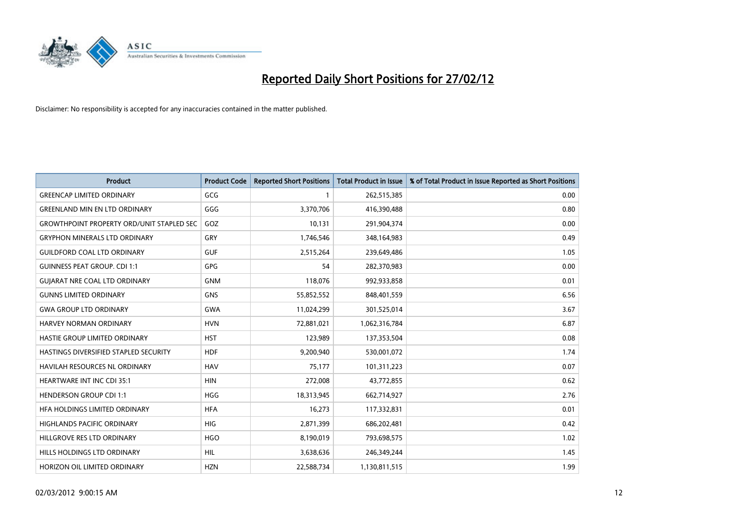# Reported Daily Short Positions for 27/02/12

Disclaimer: No responsibility is accepted for any inaccuracies contained in the matter published.

| Product | Product Code | Reported Short Positions | Total Product in Issue | % of Total Product in Issue Reported as Short Positions |
|---|---|---|---|---|
| GREENCAP LIMITED ORDINARY | GCG | 1 | 262,515,385 | 0.00 |
| GREENLAND MIN EN LTD ORDINARY | GGG | 3,370,706 | 416,390,488 | 0.80 |
| GROWTHPOINT PROPERTY ORD/UNIT STAPLED SEC | GOZ | 10,131 | 291,904,374 | 0.00 |
| GRYPHON MINERALS LTD ORDINARY | GRY | 1,746,546 | 348,164,983 | 0.49 |
| GUILDFORD COAL LTD ORDINARY | GUF | 2,515,264 | 239,649,486 | 1.05 |
| GUINNESS PEAT GROUP. CDI 1:1 | GPG | 54 | 282,370,983 | 0.00 |
| GUJARAT NRE COAL LTD ORDINARY | GNM | 118,076 | 992,933,858 | 0.01 |
| GUNNS LIMITED ORDINARY | GNS | 55,852,552 | 848,401,559 | 6.56 |
| GWA GROUP LTD ORDINARY | GWA | 11,024,299 | 301,525,014 | 3.67 |
| HARVEY NORMAN ORDINARY | HVN | 72,881,021 | 1,062,316,784 | 6.87 |
| HASTIE GROUP LIMITED ORDINARY | HST | 123,989 | 137,353,504 | 0.08 |
| HASTINGS DIVERSIFIED STAPLED SECURITY | HDF | 9,200,940 | 530,001,072 | 1.74 |
| HAVILAH RESOURCES NL ORDINARY | HAV | 75,177 | 101,311,223 | 0.07 |
| HEARTWARE INT INC CDI 35:1 | HIN | 272,008 | 43,772,855 | 0.62 |
| HENDERSON GROUP CDI 1:1 | HGG | 18,313,945 | 662,714,927 | 2.76 |
| HFA HOLDINGS LIMITED ORDINARY | HFA | 16,273 | 117,332,831 | 0.01 |
| HIGHLANDS PACIFIC ORDINARY | HIG | 2,871,399 | 686,202,481 | 0.42 |
| HILLGROVE RES LTD ORDINARY | HGO | 8,190,019 | 793,698,575 | 1.02 |
| HILLS HOLDINGS LTD ORDINARY | HIL | 3,638,636 | 246,349,244 | 1.45 |
| HORIZON OIL LIMITED ORDINARY | HZN | 22,588,734 | 1,130,811,515 | 1.99 |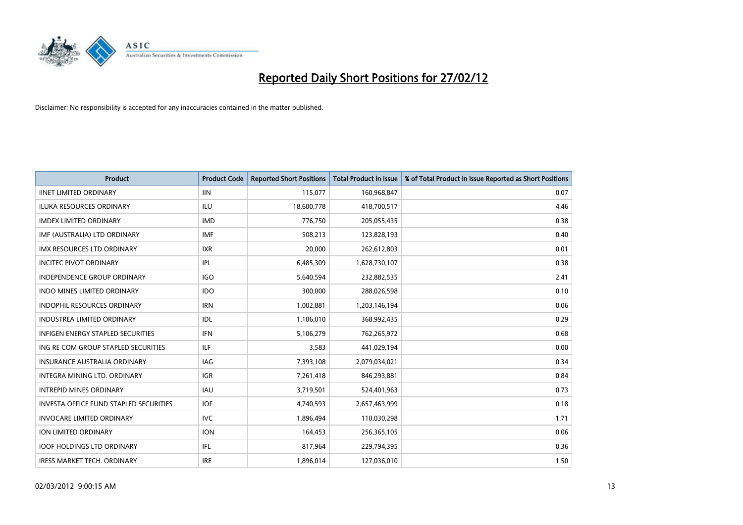# Reported Daily Short Positions for 27/02/12

Disclaimer: No responsibility is accepted for any inaccuracies contained in the matter published.

| Product | Product Code | Reported Short Positions | Total Product in Issue | % of Total Product in Issue Reported as Short Positions |
|---|---|---|---|---|
| IINET LIMITED ORDINARY | IIN | 115,077 | 160,968,847 | 0.07 |
| ILUKA RESOURCES ORDINARY | ILU | 18,600,778 | 418,700,517 | 4.46 |
| IMDEX LIMITED ORDINARY | IMD | 776,750 | 205,055,435 | 0.38 |
| IMF (AUSTRALIA) LTD ORDINARY | IMF | 508,213 | 123,828,193 | 0.40 |
| IMX RESOURCES LTD ORDINARY | IXR | 20,000 | 262,612,803 | 0.01 |
| INCITEC PIVOT ORDINARY | IPL | 6,485,309 | 1,628,730,107 | 0.38 |
| INDEPENDENCE GROUP ORDINARY | IGO | 5,640,594 | 232,882,535 | 2.41 |
| INDO MINES LIMITED ORDINARY | IDO | 300,000 | 288,026,598 | 0.10 |
| INDOPHIL RESOURCES ORDINARY | IRN | 1,002,881 | 1,203,146,194 | 0.06 |
| INDUSTREA LIMITED ORDINARY | IDL | 1,106,010 | 368,992,435 | 0.29 |
| INFIGEN ENERGY STAPLED SECURITIES | IFN | 5,106,279 | 762,265,972 | 0.68 |
| ING RE COM GROUP STAPLED SECURITIES | ILF | 3,583 | 441,029,194 | 0.00 |
| INSURANCE AUSTRALIA ORDINARY | IAG | 7,393,108 | 2,079,034,021 | 0.34 |
| INTEGRA MINING LTD. ORDINARY | IGR | 7,261,418 | 846,293,881 | 0.84 |
| INTREPID MINES ORDINARY | IAU | 3,719,501 | 524,401,963 | 0.73 |
| INVESTA OFFICE FUND STAPLED SECURITIES | IOF | 4,740,593 | 2,657,463,999 | 0.18 |
| INVOCARE LIMITED ORDINARY | IVC | 1,896,494 | 110,030,298 | 1.71 |
| ION LIMITED ORDINARY | ION | 164,453 | 256,365,105 | 0.06 |
| IOOF HOLDINGS LTD ORDINARY | IFL | 817,964 | 229,794,395 | 0.36 |
| IRESS MARKET TECH. ORDINARY | IRE | 1,896,014 | 127,036,010 | 1.50 |

02/03/2012 9:00:15 AM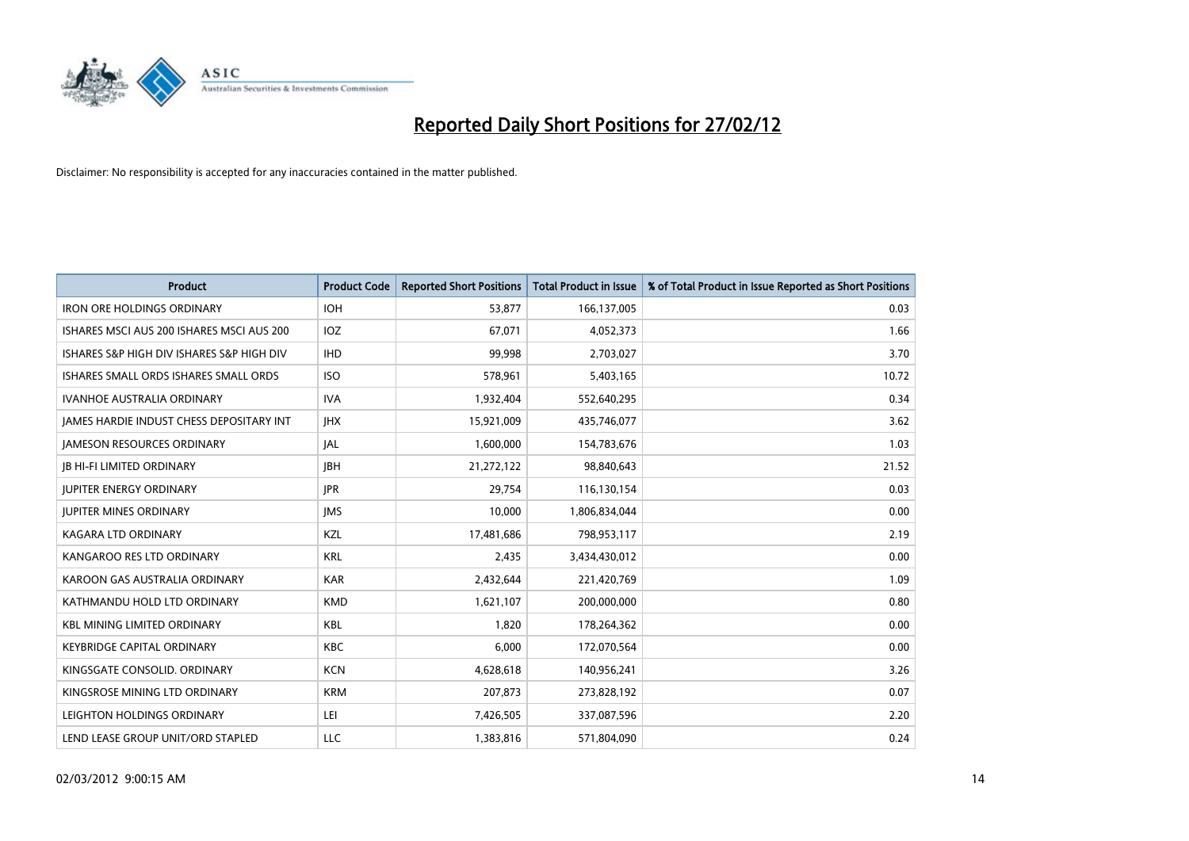# Reported Daily Short Positions for 27/02/12

Disclaimer: No responsibility is accepted for any inaccuracies contained in the matter published.

| Product | Product Code | Reported Short Positions | Total Product in Issue | % of Total Product in Issue Reported as Short Positions |
|---|---|---|---|---|
| IRON ORE HOLDINGS ORDINARY | IOH | 53,877 | 166,137,005 | 0.03 |
| ISHARES MSCI AUS 200 ISHARES MSCI AUS 200 | IOZ | 67,071 | 4,052,373 | 1.66 |
| ISHARES S&P HIGH DIV ISHARES S&P HIGH DIV | IHD | 99,998 | 2,703,027 | 3.70 |
| ISHARES SMALL ORDS ISHARES SMALL ORDS | ISO | 578,961 | 5,403,165 | 10.72 |
| IVANHOE AUSTRALIA ORDINARY | IVA | 1,932,404 | 552,640,295 | 0.34 |
| JAMES HARDIE INDUST CHESS DEPOSITARY INT | JHX | 15,921,009 | 435,746,077 | 3.62 |
| JAMESON RESOURCES ORDINARY | JAL | 1,600,000 | 154,783,676 | 1.03 |
| JB HI-FI LIMITED ORDINARY | JBH | 21,272,122 | 98,840,643 | 21.52 |
| JUPITER ENERGY ORDINARY | JPR | 29,754 | 116,130,154 | 0.03 |
| JUPITER MINES ORDINARY | JMS | 10,000 | 1,806,834,044 | 0.00 |
| KAGARA LTD ORDINARY | KZL | 17,481,686 | 798,953,117 | 2.19 |
| KANGAROO RES LTD ORDINARY | KRL | 2,435 | 3,434,430,012 | 0.00 |
| KAROON GAS AUSTRALIA ORDINARY | KAR | 2,432,644 | 221,420,769 | 1.09 |
| KATHMANDU HOLD LTD ORDINARY | KMD | 1,621,107 | 200,000,000 | 0.80 |
| KBL MINING LIMITED ORDINARY | KBL | 1,820 | 178,264,362 | 0.00 |
| KEYBRIDGE CAPITAL ORDINARY | KBC | 6,000 | 172,070,564 | 0.00 |
| KINGSGATE CONSOLID. ORDINARY | KCN | 4,628,618 | 140,956,241 | 3.26 |
| KINGSROSE MINING LTD ORDINARY | KRM | 207,873 | 273,828,192 | 0.07 |
| LEIGHTON HOLDINGS ORDINARY | LEI | 7,426,505 | 337,087,596 | 2.20 |
| LEND LEASE GROUP UNIT/ORD STAPLED | LLC | 1,383,816 | 571,804,090 | 0.24 |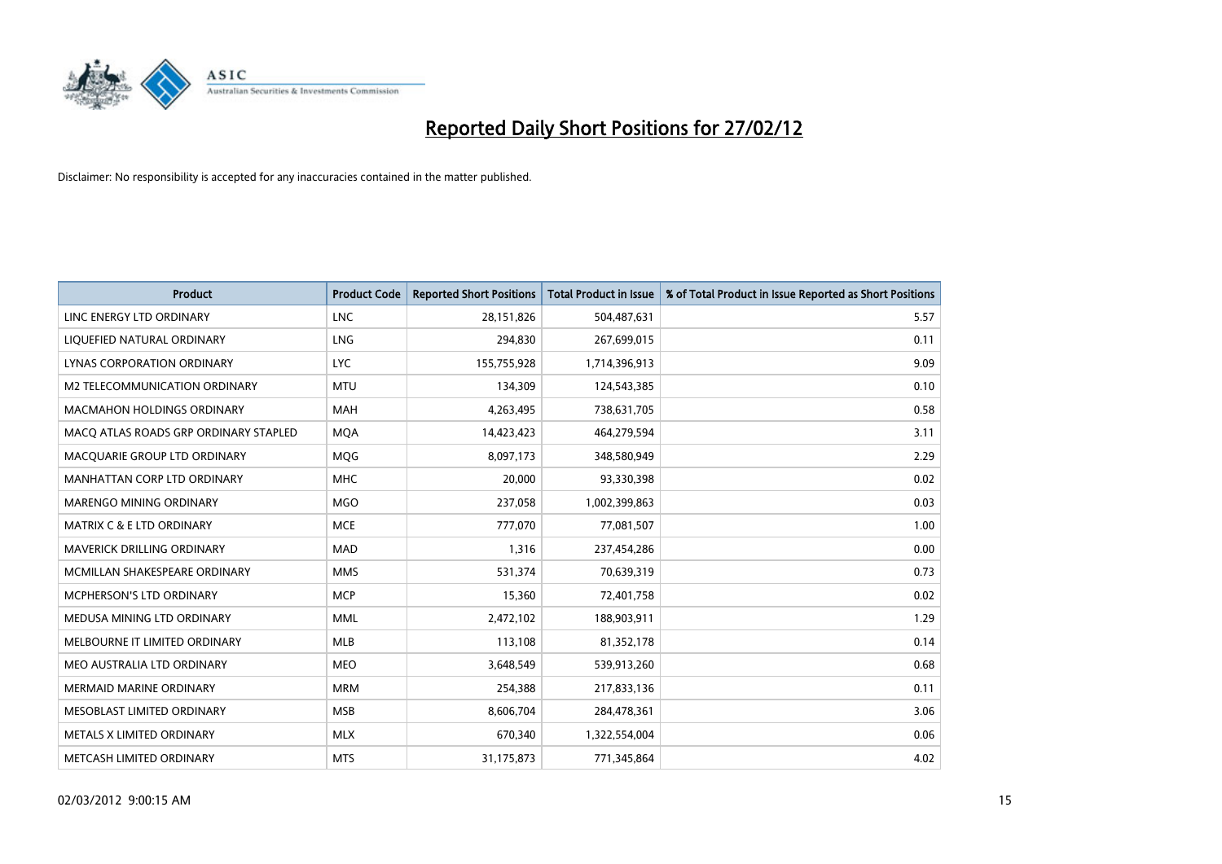# Reported Daily Short Positions for 27/02/12

Disclaimer: No responsibility is accepted for any inaccuracies contained in the matter published.

| Product | Product Code | Reported Short Positions | Total Product in Issue | % of Total Product in Issue Reported as Short Positions |
|---|---|---|---|---|
| LINC ENERGY LTD ORDINARY | LNC | 28,151,826 | 504,487,631 | 5.57 |
| LIQUEFIED NATURAL ORDINARY | LNG | 294,830 | 267,699,015 | 0.11 |
| LYNAS CORPORATION ORDINARY | LYC | 155,755,928 | 1,714,396,913 | 9.09 |
| M2 TELECOMMUNICATION ORDINARY | MTU | 134,309 | 124,543,385 | 0.10 |
| MACMAHON HOLDINGS ORDINARY | MAH | 4,263,495 | 738,631,705 | 0.58 |
| MACQ ATLAS ROADS GRP ORDINARY STAPLED | MQA | 14,423,423 | 464,279,594 | 3.11 |
| MACQUARIE GROUP LTD ORDINARY | MQG | 8,097,173 | 348,580,949 | 2.29 |
| MANHATTAN CORP LTD ORDINARY | MHC | 20,000 | 93,330,398 | 0.02 |
| MARENGO MINING ORDINARY | MGO | 237,058 | 1,002,399,863 | 0.03 |
| MATRIX C & E LTD ORDINARY | MCE | 777,070 | 77,081,507 | 1.00 |
| MAVERICK DRILLING ORDINARY | MAD | 1,316 | 237,454,286 | 0.00 |
| MCMILLAN SHAKESPEARE ORDINARY | MMS | 531,374 | 70,639,319 | 0.73 |
| MCPHERSON'S LTD ORDINARY | MCP | 15,360 | 72,401,758 | 0.02 |
| MEDUSA MINING LTD ORDINARY | MML | 2,472,102 | 188,903,911 | 1.29 |
| MELBOURNE IT LIMITED ORDINARY | MLB | 113,108 | 81,352,178 | 0.14 |
| MEO AUSTRALIA LTD ORDINARY | MEO | 3,648,549 | 539,913,260 | 0.68 |
| MERMAID MARINE ORDINARY | MRM | 254,388 | 217,833,136 | 0.11 |
| MESOBLAST LIMITED ORDINARY | MSB | 8,606,704 | 284,478,361 | 3.06 |
| METALS X LIMITED ORDINARY | MLX | 670,340 | 1,322,554,004 | 0.06 |
| METCASH LIMITED ORDINARY | MTS | 31,175,873 | 771,345,864 | 4.02 |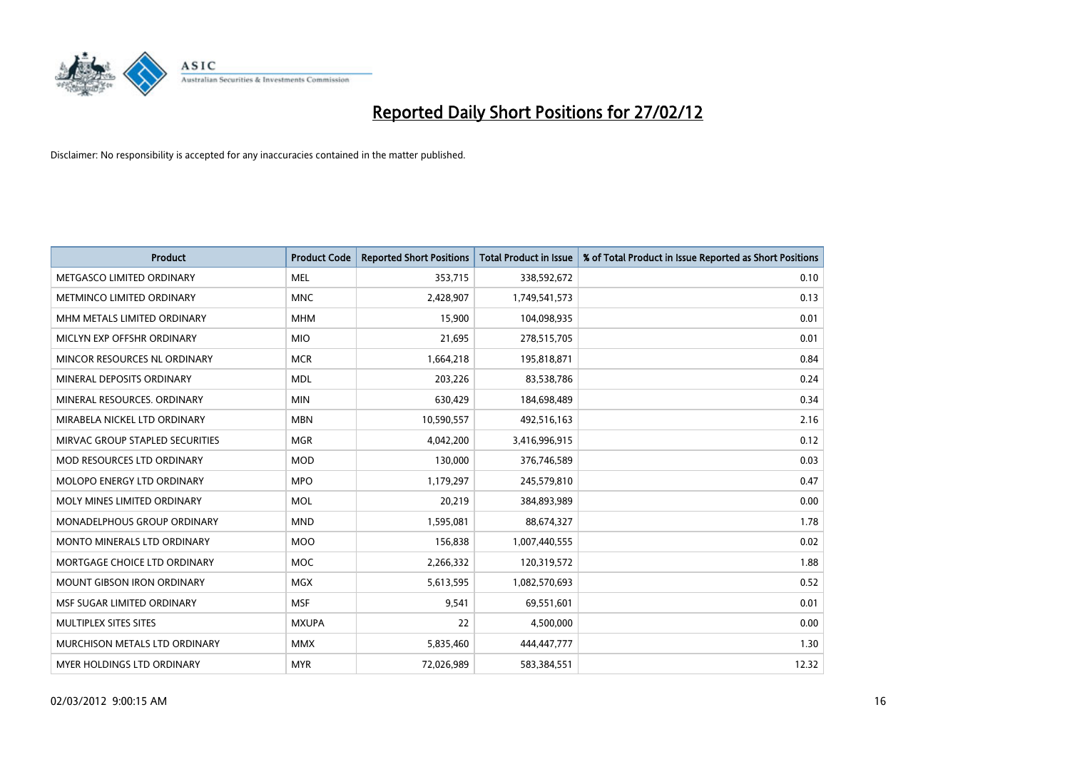# Reported Daily Short Positions for 27/02/12

Disclaimer: No responsibility is accepted for any inaccuracies contained in the matter published.

| Product | Product Code | Reported Short Positions | Total Product in Issue | % of Total Product in Issue Reported as Short Positions |
|---|---|---|---|---|
| METGASCO LIMITED ORDINARY | MEL | 353,715 | 338,592,672 | 0.10 |
| METMINCO LIMITED ORDINARY | MNC | 2,428,907 | 1,749,541,573 | 0.13 |
| MHM METALS LIMITED ORDINARY | MHM | 15,900 | 104,098,935 | 0.01 |
| MICLYN EXP OFFSHR ORDINARY | MIO | 21,695 | 278,515,705 | 0.01 |
| MINCOR RESOURCES NL ORDINARY | MCR | 1,664,218 | 195,818,871 | 0.84 |
| MINERAL DEPOSITS ORDINARY | MDL | 203,226 | 83,538,786 | 0.24 |
| MINERAL RESOURCES. ORDINARY | MIN | 630,429 | 184,698,489 | 0.34 |
| MIRABELA NICKEL LTD ORDINARY | MBN | 10,590,557 | 492,516,163 | 2.16 |
| MIRVAC GROUP STAPLED SECURITIES | MGR | 4,042,200 | 3,416,996,915 | 0.12 |
| MOD RESOURCES LTD ORDINARY | MOD | 130,000 | 376,746,589 | 0.03 |
| MOLOPO ENERGY LTD ORDINARY | MPO | 1,179,297 | 245,579,810 | 0.47 |
| MOLY MINES LIMITED ORDINARY | MOL | 20,219 | 384,893,989 | 0.00 |
| MONADELPHOUS GROUP ORDINARY | MND | 1,595,081 | 88,674,327 | 1.78 |
| MONTO MINERALS LTD ORDINARY | MOO | 156,838 | 1,007,440,555 | 0.02 |
| MORTGAGE CHOICE LTD ORDINARY | MOC | 2,266,332 | 120,319,572 | 1.88 |
| MOUNT GIBSON IRON ORDINARY | MGX | 5,613,595 | 1,082,570,693 | 0.52 |
| MSF SUGAR LIMITED ORDINARY | MSF | 9,541 | 69,551,601 | 0.01 |
| MULTIPLEX SITES SITES | MXUPA | 22 | 4,500,000 | 0.00 |
| MURCHISON METALS LTD ORDINARY | MMX | 5,835,460 | 444,447,777 | 1.30 |
| MYER HOLDINGS LTD ORDINARY | MYR | 72,026,989 | 583,384,551 | 12.32 |

02/03/2012 9:00:15 AM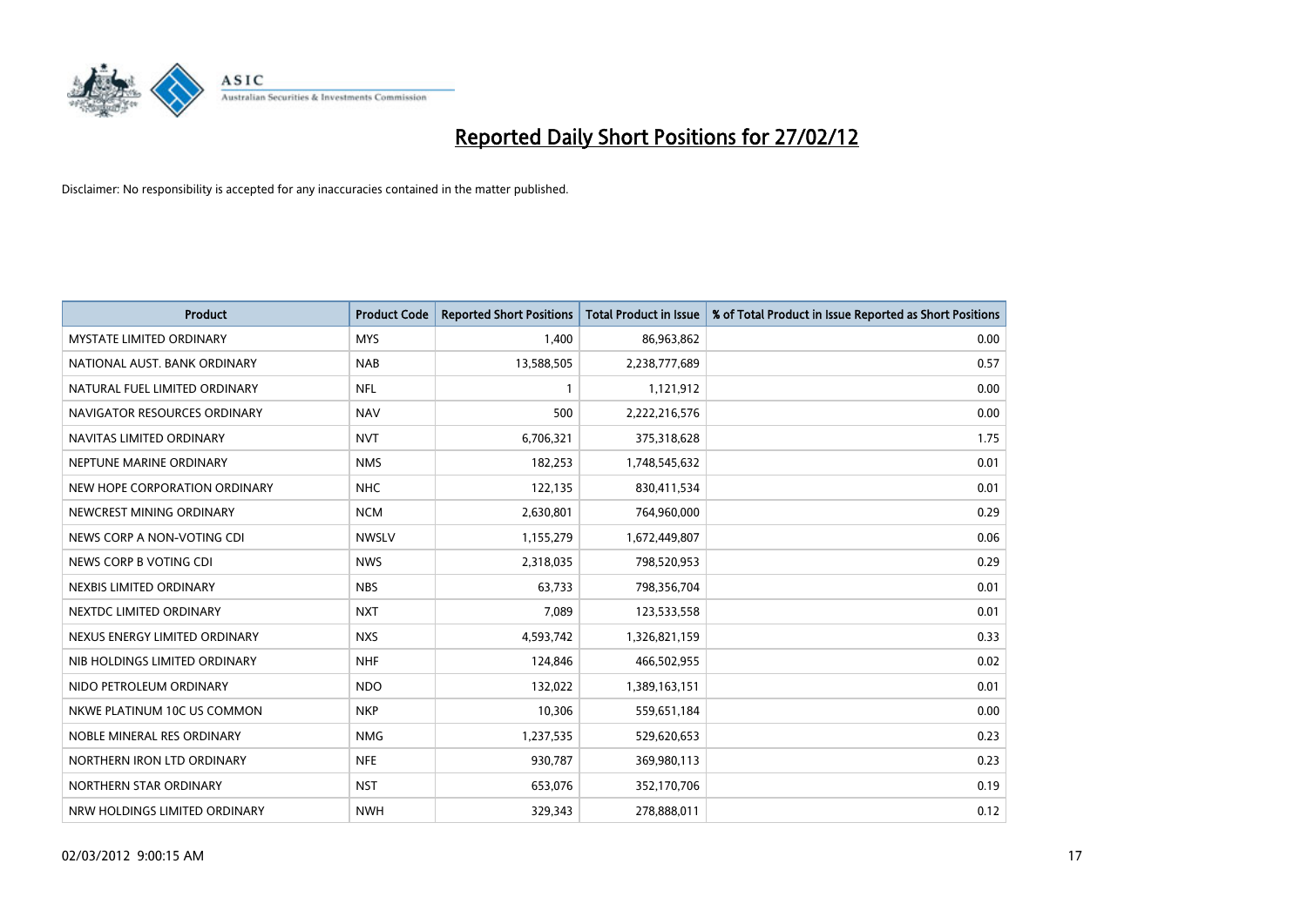# Reported Daily Short Positions for 27/02/12

Disclaimer: No responsibility is accepted for any inaccuracies contained in the matter published.

| Product | Product Code | Reported Short Positions | Total Product in Issue | % of Total Product in Issue Reported as Short Positions |
|---|---|---|---|---|
| MYSTATE LIMITED ORDINARY | MYS | 1,400 | 86,963,862 | 0.00 |
| NATIONAL AUST. BANK ORDINARY | NAB | 13,588,505 | 2,238,777,689 | 0.57 |
| NATURAL FUEL LIMITED ORDINARY | NFL | 1 | 1,121,912 | 0.00 |
| NAVIGATOR RESOURCES ORDINARY | NAV | 500 | 2,222,216,576 | 0.00 |
| NAVITAS LIMITED ORDINARY | NVT | 6,706,321 | 375,318,628 | 1.75 |
| NEPTUNE MARINE ORDINARY | NMS | 182,253 | 1,748,545,632 | 0.01 |
| NEW HOPE CORPORATION ORDINARY | NHC | 122,135 | 830,411,534 | 0.01 |
| NEWCREST MINING ORDINARY | NCM | 2,630,801 | 764,960,000 | 0.29 |
| NEWS CORP A NON-VOTING CDI | NWSLV | 1,155,279 | 1,672,449,807 | 0.06 |
| NEWS CORP B VOTING CDI | NWS | 2,318,035 | 798,520,953 | 0.29 |
| NEXBIS LIMITED ORDINARY | NBS | 63,733 | 798,356,704 | 0.01 |
| NEXTDC LIMITED ORDINARY | NXT | 7,089 | 123,533,558 | 0.01 |
| NEXUS ENERGY LIMITED ORDINARY | NXS | 4,593,742 | 1,326,821,159 | 0.33 |
| NIB HOLDINGS LIMITED ORDINARY | NHF | 124,846 | 466,502,955 | 0.02 |
| NIDO PETROLEUM ORDINARY | NDO | 132,022 | 1,389,163,151 | 0.01 |
| NKWE PLATINUM 10C US COMMON | NKP | 10,306 | 559,651,184 | 0.00 |
| NOBLE MINERAL RES ORDINARY | NMG | 1,237,535 | 529,620,653 | 0.23 |
| NORTHERN IRON LTD ORDINARY | NFE | 930,787 | 369,980,113 | 0.23 |
| NORTHERN STAR ORDINARY | NST | 653,076 | 352,170,706 | 0.19 |
| NRW HOLDINGS LIMITED ORDINARY | NWH | 329,343 | 278,888,011 | 0.12 |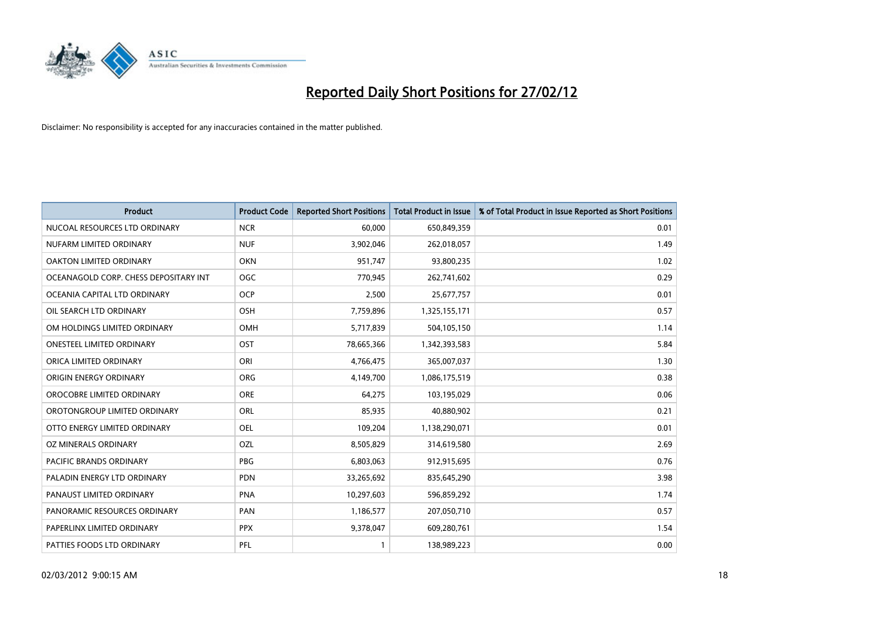# Reported Daily Short Positions for 27/02/12

Disclaimer: No responsibility is accepted for any inaccuracies contained in the matter published.

| Product | Product Code | Reported Short Positions | Total Product in Issue | % of Total Product in Issue Reported as Short Positions |
|---|---|---|---|---|
| NUCOAL RESOURCES LTD ORDINARY | NCR | 60,000 | 650,849,359 | 0.01 |
| NUFARM LIMITED ORDINARY | NUF | 3,902,046 | 262,018,057 | 1.49 |
| OAKTON LIMITED ORDINARY | OKN | 951,747 | 93,800,235 | 1.02 |
| OCEANAGOLD CORP. CHESS DEPOSITARY INT | OGC | 770,945 | 262,741,602 | 0.29 |
| OCEANIA CAPITAL LTD ORDINARY | OCP | 2,500 | 25,677,757 | 0.01 |
| OIL SEARCH LTD ORDINARY | OSH | 7,759,896 | 1,325,155,171 | 0.57 |
| OM HOLDINGS LIMITED ORDINARY | OMH | 5,717,839 | 504,105,150 | 1.14 |
| ONESTEEL LIMITED ORDINARY | OST | 78,665,366 | 1,342,393,583 | 5.84 |
| ORICA LIMITED ORDINARY | ORI | 4,766,475 | 365,007,037 | 1.30 |
| ORIGIN ENERGY ORDINARY | ORG | 4,149,700 | 1,086,175,519 | 0.38 |
| OROCOBRE LIMITED ORDINARY | ORE | 64,275 | 103,195,029 | 0.06 |
| OROTONGROUP LIMITED ORDINARY | ORL | 85,935 | 40,880,902 | 0.21 |
| OTTO ENERGY LIMITED ORDINARY | OEL | 109,204 | 1,138,290,071 | 0.01 |
| OZ MINERALS ORDINARY | OZL | 8,505,829 | 314,619,580 | 2.69 |
| PACIFIC BRANDS ORDINARY | PBG | 6,803,063 | 912,915,695 | 0.76 |
| PALADIN ENERGY LTD ORDINARY | PDN | 33,265,692 | 835,645,290 | 3.98 |
| PANAUST LIMITED ORDINARY | PNA | 10,297,603 | 596,859,292 | 1.74 |
| PANORAMIC RESOURCES ORDINARY | PAN | 1,186,577 | 207,050,710 | 0.57 |
| PAPERLINX LIMITED ORDINARY | PPX | 9,378,047 | 609,280,761 | 1.54 |
| PATTIES FOODS LTD ORDINARY | PFL | 1 | 138,989,223 | 0.00 |

02/03/2012 9:00:15 AM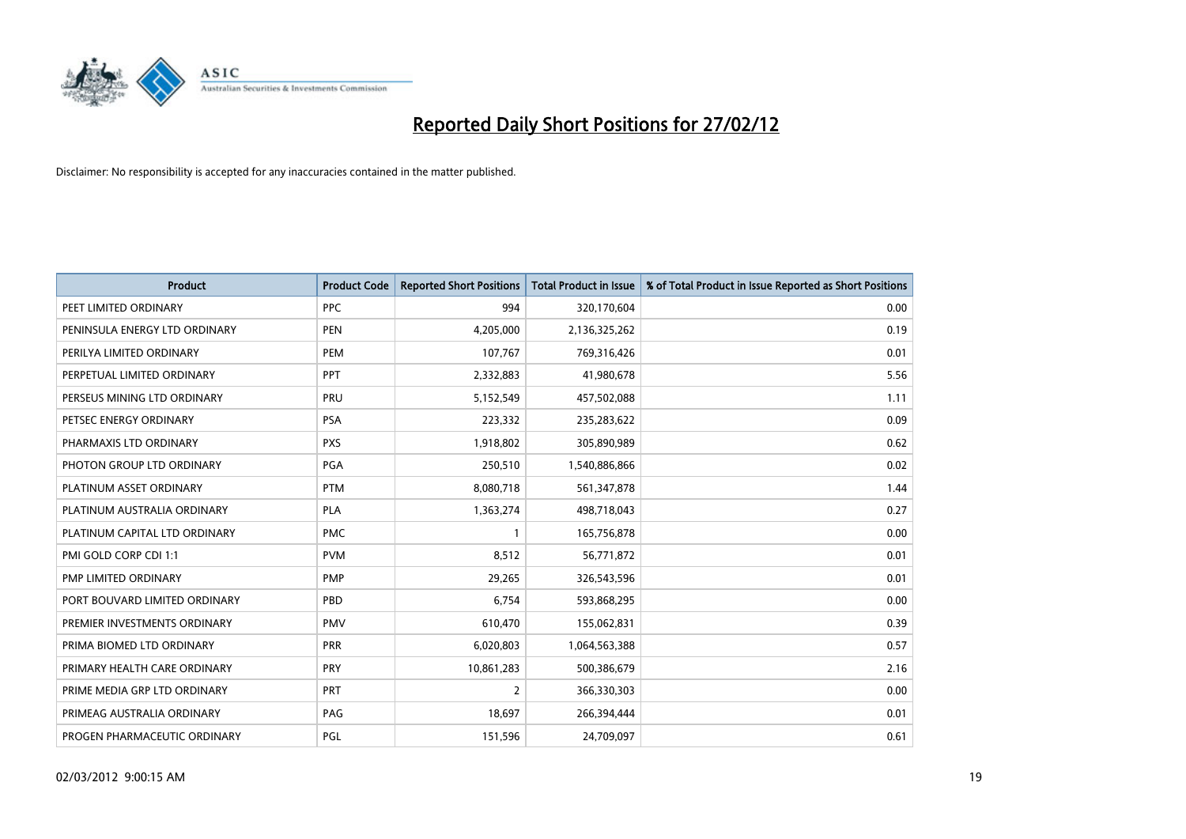# Reported Daily Short Positions for 27/02/12

Disclaimer: No responsibility is accepted for any inaccuracies contained in the matter published.

| Product | Product Code | Reported Short Positions | Total Product in Issue | % of Total Product in Issue Reported as Short Positions |
|---|---|---|---|---|
| PEET LIMITED ORDINARY | PPC | 994 | 320,170,604 | 0.00 |
| PENINSULA ENERGY LTD ORDINARY | PEN | 4,205,000 | 2,136,325,262 | 0.19 |
| PERILYA LIMITED ORDINARY | PEM | 107,767 | 769,316,426 | 0.01 |
| PERPETUAL LIMITED ORDINARY | PPT | 2,332,883 | 41,980,678 | 5.56 |
| PERSEUS MINING LTD ORDINARY | PRU | 5,152,549 | 457,502,088 | 1.11 |
| PETSEC ENERGY ORDINARY | PSA | 223,332 | 235,283,622 | 0.09 |
| PHARMAXIS LTD ORDINARY | PXS | 1,918,802 | 305,890,989 | 0.62 |
| PHOTON GROUP LTD ORDINARY | PGA | 250,510 | 1,540,886,866 | 0.02 |
| PLATINUM ASSET ORDINARY | PTM | 8,080,718 | 561,347,878 | 1.44 |
| PLATINUM AUSTRALIA ORDINARY | PLA | 1,363,274 | 498,718,043 | 0.27 |
| PLATINUM CAPITAL LTD ORDINARY | PMC | 1 | 165,756,878 | 0.00 |
| PMI GOLD CORP CDI 1:1 | PVM | 8,512 | 56,771,872 | 0.01 |
| PMP LIMITED ORDINARY | PMP | 29,265 | 326,543,596 | 0.01 |
| PORT BOUVARD LIMITED ORDINARY | PBD | 6,754 | 593,868,295 | 0.00 |
| PREMIER INVESTMENTS ORDINARY | PMV | 610,470 | 155,062,831 | 0.39 |
| PRIMA BIOMED LTD ORDINARY | PRR | 6,020,803 | 1,064,563,388 | 0.57 |
| PRIMARY HEALTH CARE ORDINARY | PRY | 10,861,283 | 500,386,679 | 2.16 |
| PRIME MEDIA GRP LTD ORDINARY | PRT | 2 | 366,330,303 | 0.00 |
| PRIMEAG AUSTRALIA ORDINARY | PAG | 18,697 | 266,394,444 | 0.01 |
| PROGEN PHARMACEUTIC ORDINARY | PGL | 151,596 | 24,709,097 | 0.61 |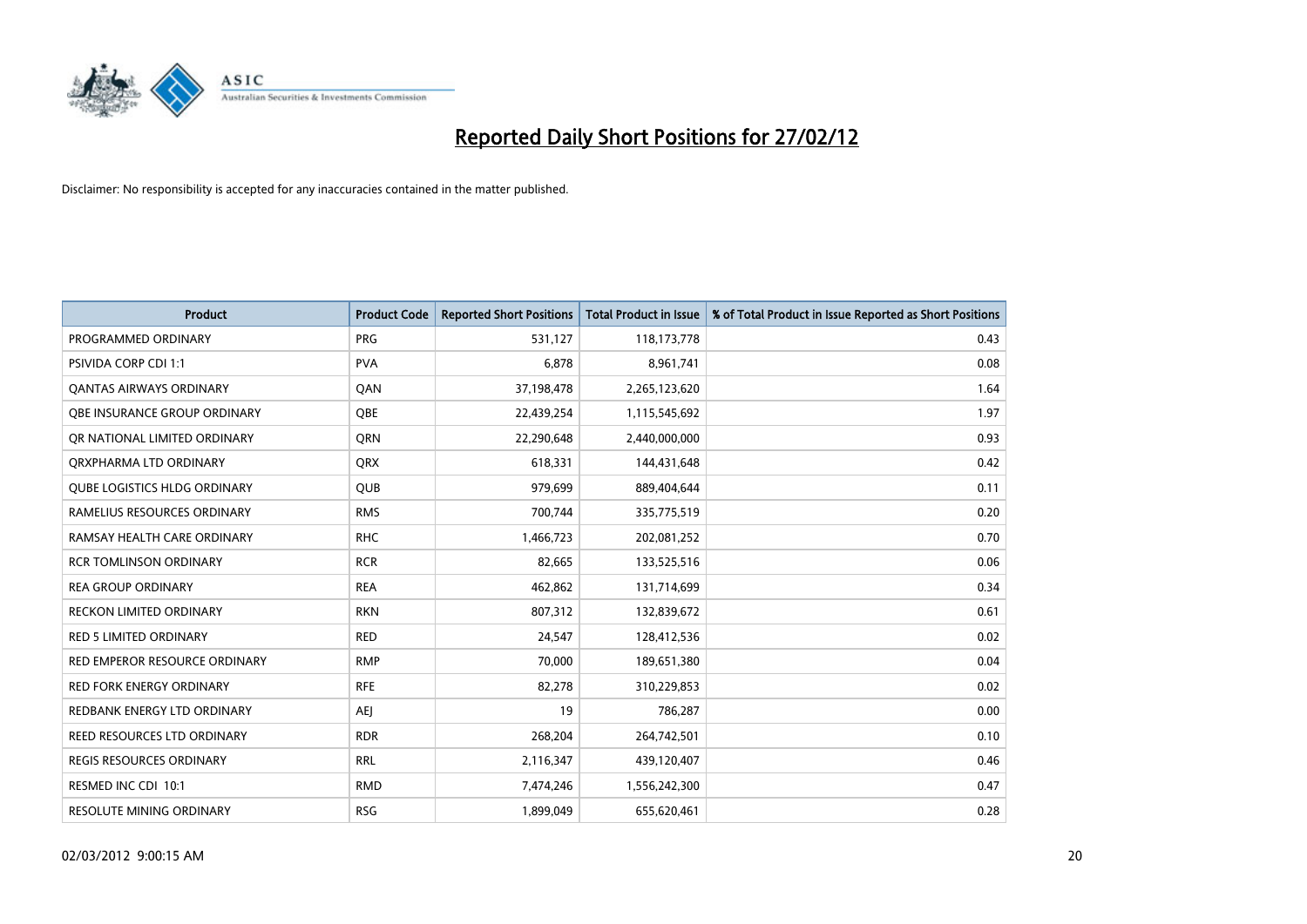# Reported Daily Short Positions for 27/02/12

Disclaimer: No responsibility is accepted for any inaccuracies contained in the matter published.

| Product | Product Code | Reported Short Positions | Total Product in Issue | % of Total Product in Issue Reported as Short Positions |
|---|---|---|---|---|
| PROGRAMMED ORDINARY | PRG | 531,127 | 118,173,778 | 0.43 |
| PSIVIDA CORP CDI 1:1 | PVA | 6,878 | 8,961,741 | 0.08 |
| QANTAS AIRWAYS ORDINARY | QAN | 37,198,478 | 2,265,123,620 | 1.64 |
| QBE INSURANCE GROUP ORDINARY | QBE | 22,439,254 | 1,115,545,692 | 1.97 |
| QR NATIONAL LIMITED ORDINARY | QRN | 22,290,648 | 2,440,000,000 | 0.93 |
| QRXPHARMA LTD ORDINARY | QRX | 618,331 | 144,431,648 | 0.42 |
| QUBE LOGISTICS HLDG ORDINARY | QUB | 979,699 | 889,404,644 | 0.11 |
| RAMELIUS RESOURCES ORDINARY | RMS | 700,744 | 335,775,519 | 0.20 |
| RAMSAY HEALTH CARE ORDINARY | RHC | 1,466,723 | 202,081,252 | 0.70 |
| RCR TOMLINSON ORDINARY | RCR | 82,665 | 133,525,516 | 0.06 |
| REA GROUP ORDINARY | REA | 462,862 | 131,714,699 | 0.34 |
| RECKON LIMITED ORDINARY | RKN | 807,312 | 132,839,672 | 0.61 |
| RED 5 LIMITED ORDINARY | RED | 24,547 | 128,412,536 | 0.02 |
| RED EMPEROR RESOURCE ORDINARY | RMP | 70,000 | 189,651,380 | 0.04 |
| RED FORK ENERGY ORDINARY | RFE | 82,278 | 310,229,853 | 0.02 |
| REDBANK ENERGY LTD ORDINARY | AEJ | 19 | 786,287 | 0.00 |
| REED RESOURCES LTD ORDINARY | RDR | 268,204 | 264,742,501 | 0.10 |
| REGIS RESOURCES ORDINARY | RRL | 2,116,347 | 439,120,407 | 0.46 |
| RESMED INC CDI 10:1 | RMD | 7,474,246 | 1,556,242,300 | 0.47 |
| RESOLUTE MINING ORDINARY | RSG | 1,899,049 | 655,620,461 | 0.28 |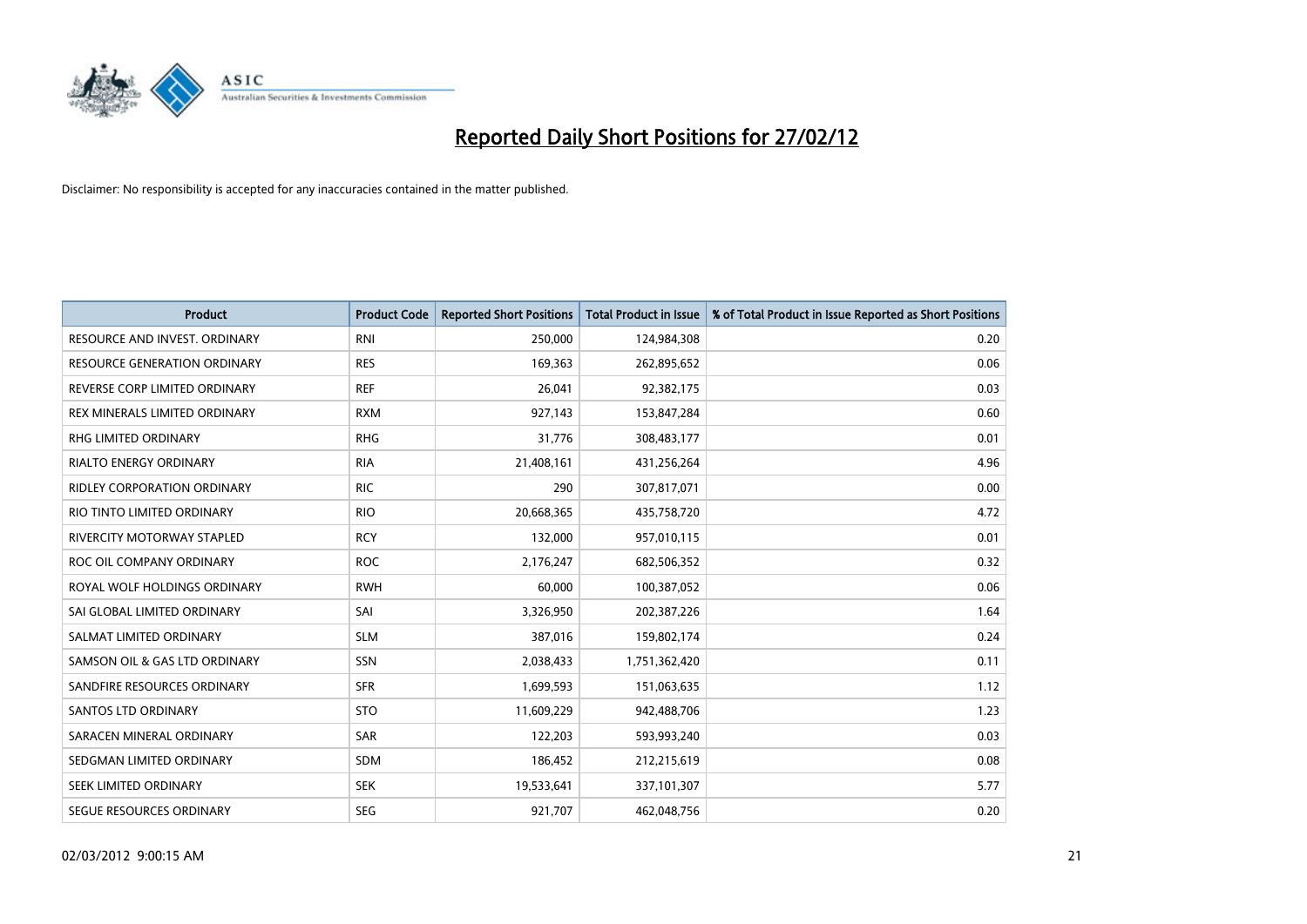# Reported Daily Short Positions for 27/02/12

Disclaimer: No responsibility is accepted for any inaccuracies contained in the matter published.

| Product | Product Code | Reported Short Positions | Total Product in Issue | % of Total Product in Issue Reported as Short Positions |
|---|---|---|---|---|
| RESOURCE AND INVEST. ORDINARY | RNI | 250,000 | 124,984,308 | 0.20 |
| RESOURCE GENERATION ORDINARY | RES | 169,363 | 262,895,652 | 0.06 |
| REVERSE CORP LIMITED ORDINARY | REF | 26,041 | 92,382,175 | 0.03 |
| REX MINERALS LIMITED ORDINARY | RXM | 927,143 | 153,847,284 | 0.60 |
| RHG LIMITED ORDINARY | RHG | 31,776 | 308,483,177 | 0.01 |
| RIALTO ENERGY ORDINARY | RIA | 21,408,161 | 431,256,264 | 4.96 |
| RIDLEY CORPORATION ORDINARY | RIC | 290 | 307,817,071 | 0.00 |
| RIO TINTO LIMITED ORDINARY | RIO | 20,668,365 | 435,758,720 | 4.72 |
| RIVERCITY MOTORWAY STAPLED | RCY | 132,000 | 957,010,115 | 0.01 |
| ROC OIL COMPANY ORDINARY | ROC | 2,176,247 | 682,506,352 | 0.32 |
| ROYAL WOLF HOLDINGS ORDINARY | RWH | 60,000 | 100,387,052 | 0.06 |
| SAI GLOBAL LIMITED ORDINARY | SAI | 3,326,950 | 202,387,226 | 1.64 |
| SALMAT LIMITED ORDINARY | SLM | 387,016 | 159,802,174 | 0.24 |
| SAMSON OIL & GAS LTD ORDINARY | SSN | 2,038,433 | 1,751,362,420 | 0.11 |
| SANDFIRE RESOURCES ORDINARY | SFR | 1,699,593 | 151,063,635 | 1.12 |
| SANTOS LTD ORDINARY | STO | 11,609,229 | 942,488,706 | 1.23 |
| SARACEN MINERAL ORDINARY | SAR | 122,203 | 593,993,240 | 0.03 |
| SEDGMAN LIMITED ORDINARY | SDM | 186,452 | 212,215,619 | 0.08 |
| SEEK LIMITED ORDINARY | SEK | 19,533,641 | 337,101,307 | 5.77 |
| SEGUE RESOURCES ORDINARY | SEG | 921,707 | 462,048,756 | 0.20 |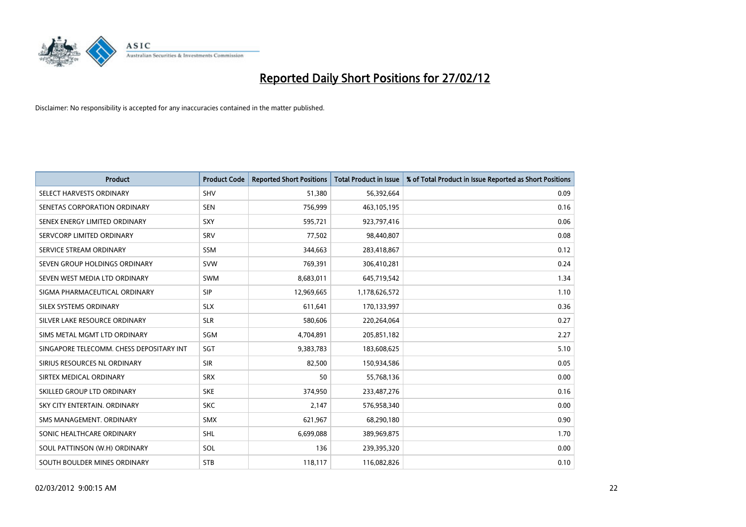# Reported Daily Short Positions for 27/02/12

Disclaimer: No responsibility is accepted for any inaccuracies contained in the matter published.

| Product | Product Code | Reported Short Positions | Total Product in Issue | % of Total Product in Issue Reported as Short Positions |
|---|---|---|---|---|
| SELECT HARVESTS ORDINARY | SHV | 51,380 | 56,392,664 | 0.09 |
| SENETAS CORPORATION ORDINARY | SEN | 756,999 | 463,105,195 | 0.16 |
| SENEX ENERGY LIMITED ORDINARY | SXY | 595,721 | 923,797,416 | 0.06 |
| SERVCORP LIMITED ORDINARY | SRV | 77,502 | 98,440,807 | 0.08 |
| SERVICE STREAM ORDINARY | SSM | 344,663 | 283,418,867 | 0.12 |
| SEVEN GROUP HOLDINGS ORDINARY | SVW | 769,391 | 306,410,281 | 0.24 |
| SEVEN WEST MEDIA LTD ORDINARY | SWM | 8,683,011 | 645,719,542 | 1.34 |
| SIGMA PHARMACEUTICAL ORDINARY | SIP | 12,969,665 | 1,178,626,572 | 1.10 |
| SILEX SYSTEMS ORDINARY | SLX | 611,641 | 170,133,997 | 0.36 |
| SILVER LAKE RESOURCE ORDINARY | SLR | 580,606 | 220,264,064 | 0.27 |
| SIMS METAL MGMT LTD ORDINARY | SGM | 4,704,891 | 205,851,182 | 2.27 |
| SINGAPORE TELECOMM. CHESS DEPOSITARY INT | SGT | 9,383,783 | 183,608,625 | 5.10 |
| SIRIUS RESOURCES NL ORDINARY | SIR | 82,500 | 150,934,586 | 0.05 |
| SIRTEX MEDICAL ORDINARY | SRX | 50 | 55,768,136 | 0.00 |
| SKILLED GROUP LTD ORDINARY | SKE | 374,950 | 233,487,276 | 0.16 |
| SKY CITY ENTERTAIN. ORDINARY | SKC | 2,147 | 576,958,340 | 0.00 |
| SMS MANAGEMENT. ORDINARY | SMX | 621,967 | 68,290,180 | 0.90 |
| SONIC HEALTHCARE ORDINARY | SHL | 6,699,088 | 389,969,875 | 1.70 |
| SOUL PATTINSON (W.H) ORDINARY | SOL | 136 | 239,395,320 | 0.00 |
| SOUTH BOULDER MINES ORDINARY | STB | 118,117 | 116,082,826 | 0.10 |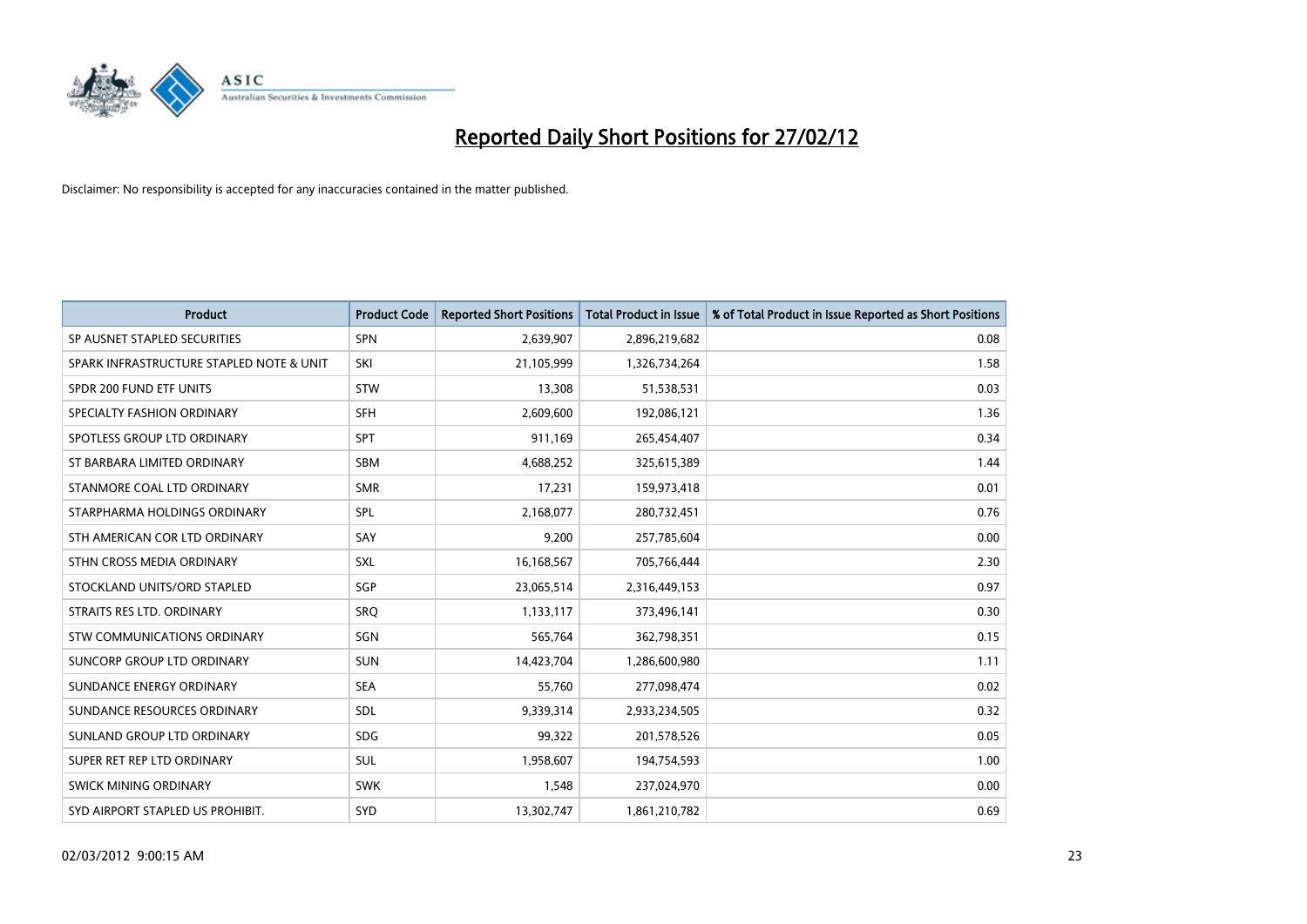# Reported Daily Short Positions for 27/02/12

Disclaimer: No responsibility is accepted for any inaccuracies contained in the matter published.

| Product | Product Code | Reported Short Positions | Total Product in Issue | % of Total Product in Issue Reported as Short Positions |
|---|---|---|---|---|
| SP AUSNET STAPLED SECURITIES | SPN | 2,639,907 | 2,896,219,682 | 0.08 |
| SPARK INFRASTRUCTURE STAPLED NOTE & UNIT | SKI | 21,105,999 | 1,326,734,264 | 1.58 |
| SPDR 200 FUND ETF UNITS | STW | 13,308 | 51,538,531 | 0.03 |
| SPECIALTY FASHION ORDINARY | SFH | 2,609,600 | 192,086,121 | 1.36 |
| SPOTLESS GROUP LTD ORDINARY | SPT | 911,169 | 265,454,407 | 0.34 |
| ST BARBARA LIMITED ORDINARY | SBM | 4,688,252 | 325,615,389 | 1.44 |
| STANMORE COAL LTD ORDINARY | SMR | 17,231 | 159,973,418 | 0.01 |
| STARPHARMA HOLDINGS ORDINARY | SPL | 2,168,077 | 280,732,451 | 0.76 |
| STH AMERICAN COR LTD ORDINARY | SAY | 9,200 | 257,785,604 | 0.00 |
| STHN CROSS MEDIA ORDINARY | SXL | 16,168,567 | 705,766,444 | 2.30 |
| STOCKLAND UNITS/ORD STAPLED | SGP | 23,065,514 | 2,316,449,153 | 0.97 |
| STRAITS RES LTD. ORDINARY | SRQ | 1,133,117 | 373,496,141 | 0.30 |
| STW COMMUNICATIONS ORDINARY | SGN | 565,764 | 362,798,351 | 0.15 |
| SUNCORP GROUP LTD ORDINARY | SUN | 14,423,704 | 1,286,600,980 | 1.11 |
| SUNDANCE ENERGY ORDINARY | SEA | 55,760 | 277,098,474 | 0.02 |
| SUNDANCE RESOURCES ORDINARY | SDL | 9,339,314 | 2,933,234,505 | 0.32 |
| SUNLAND GROUP LTD ORDINARY | SDG | 99,322 | 201,578,526 | 0.05 |
| SUPER RET REP LTD ORDINARY | SUL | 1,958,607 | 194,754,593 | 1.00 |
| SWICK MINING ORDINARY | SWK | 1,548 | 237,024,970 | 0.00 |
| SYD AIRPORT STAPLED US PROHIBIT. | SYD | 13,302,747 | 1,861,210,782 | 0.69 |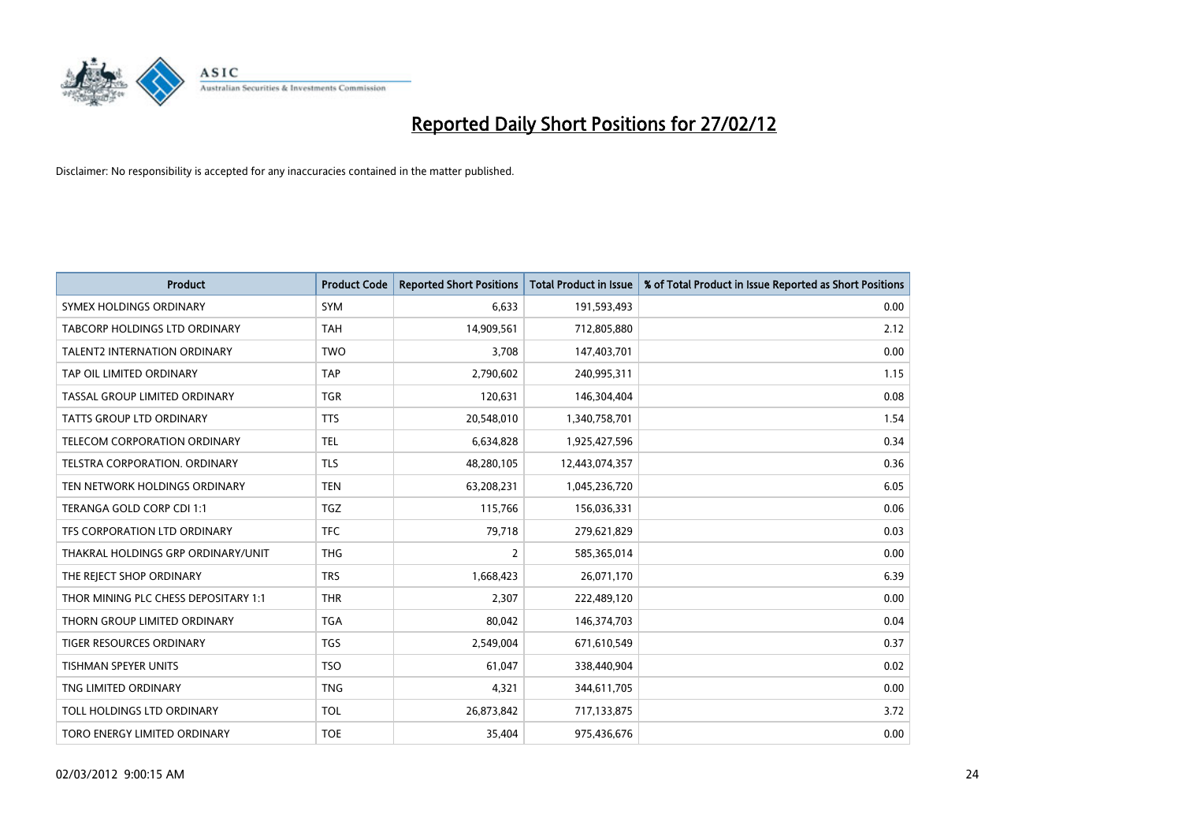# Reported Daily Short Positions for 27/02/12

Disclaimer: No responsibility is accepted for any inaccuracies contained in the matter published.

| Product | Product Code | Reported Short Positions | Total Product in Issue | % of Total Product in Issue Reported as Short Positions |
|---|---|---|---|---|
| SYMEX HOLDINGS ORDINARY | SYM | 6,633 | 191,593,493 | 0.00 |
| TABCORP HOLDINGS LTD ORDINARY | TAH | 14,909,561 | 712,805,880 | 2.12 |
| TALENT2 INTERNATION ORDINARY | TWO | 3,708 | 147,403,701 | 0.00 |
| TAP OIL LIMITED ORDINARY | TAP | 2,790,602 | 240,995,311 | 1.15 |
| TASSAL GROUP LIMITED ORDINARY | TGR | 120,631 | 146,304,404 | 0.08 |
| TATTS GROUP LTD ORDINARY | TTS | 20,548,010 | 1,340,758,701 | 1.54 |
| TELECOM CORPORATION ORDINARY | TEL | 6,634,828 | 1,925,427,596 | 0.34 |
| TELSTRA CORPORATION. ORDINARY | TLS | 48,280,105 | 12,443,074,357 | 0.36 |
| TEN NETWORK HOLDINGS ORDINARY | TEN | 63,208,231 | 1,045,236,720 | 6.05 |
| TERANGA GOLD CORP CDI 1:1 | TGZ | 115,766 | 156,036,331 | 0.06 |
| TFS CORPORATION LTD ORDINARY | TFC | 79,718 | 279,621,829 | 0.03 |
| THAKRAL HOLDINGS GRP ORDINARY/UNIT | THG | 2 | 585,365,014 | 0.00 |
| THE REJECT SHOP ORDINARY | TRS | 1,668,423 | 26,071,170 | 6.39 |
| THOR MINING PLC CHESS DEPOSITARY 1:1 | THR | 2,307 | 222,489,120 | 0.00 |
| THORN GROUP LIMITED ORDINARY | TGA | 80,042 | 146,374,703 | 0.04 |
| TIGER RESOURCES ORDINARY | TGS | 2,549,004 | 671,610,549 | 0.37 |
| TISHMAN SPEYER UNITS | TSO | 61,047 | 338,440,904 | 0.02 |
| TNG LIMITED ORDINARY | TNG | 4,321 | 344,611,705 | 0.00 |
| TOLL HOLDINGS LTD ORDINARY | TOL | 26,873,842 | 717,133,875 | 3.72 |
| TORO ENERGY LIMITED ORDINARY | TOE | 35,404 | 975,436,676 | 0.00 |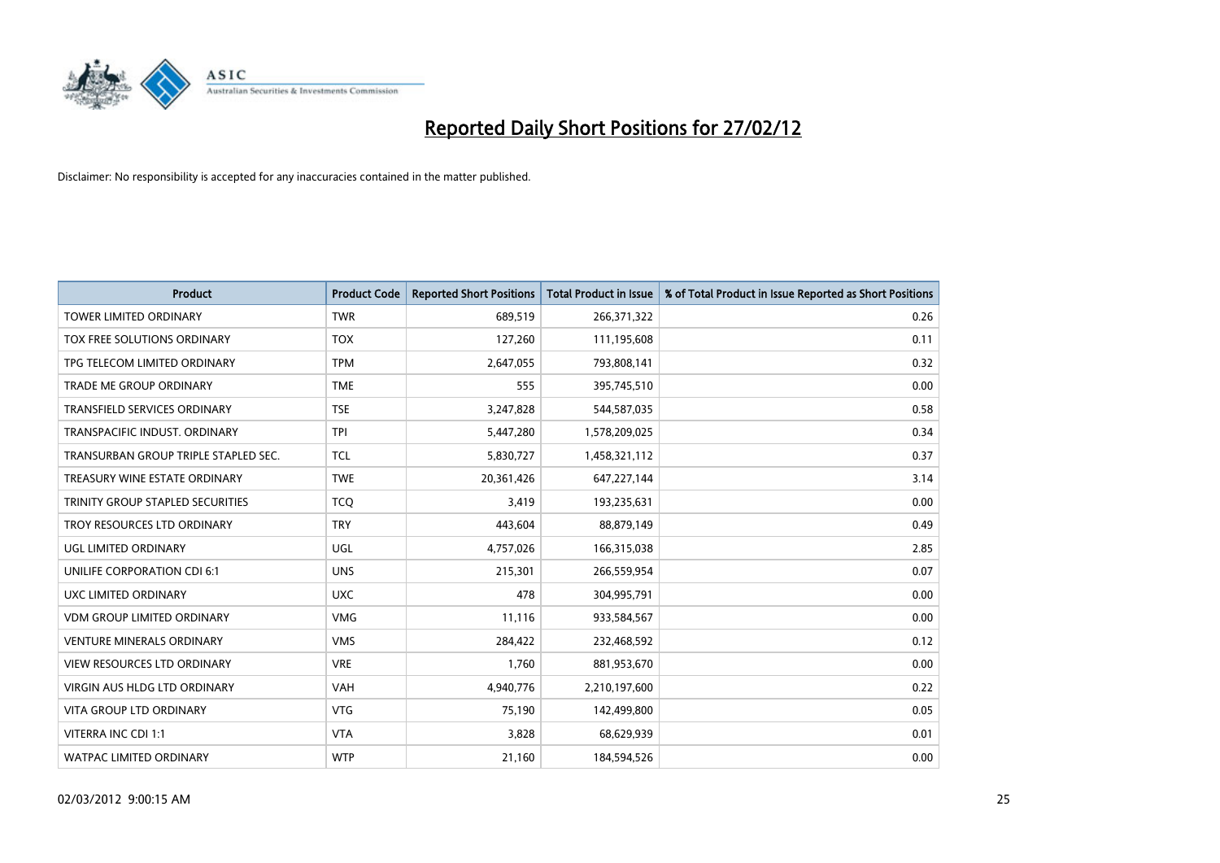# Reported Daily Short Positions for 27/02/12

Disclaimer: No responsibility is accepted for any inaccuracies contained in the matter published.

| Product | Product Code | Reported Short Positions | Total Product in Issue | % of Total Product in Issue Reported as Short Positions |
|---|---|---|---|---|
| TOWER LIMITED ORDINARY | TWR | 689,519 | 266,371,322 | 0.26 |
| TOX FREE SOLUTIONS ORDINARY | TOX | 127,260 | 111,195,608 | 0.11 |
| TPG TELECOM LIMITED ORDINARY | TPM | 2,647,055 | 793,808,141 | 0.32 |
| TRADE ME GROUP ORDINARY | TME | 555 | 395,745,510 | 0.00 |
| TRANSFIELD SERVICES ORDINARY | TSE | 3,247,828 | 544,587,035 | 0.58 |
| TRANSPACIFIC INDUST. ORDINARY | TPI | 5,447,280 | 1,578,209,025 | 0.34 |
| TRANSURBAN GROUP TRIPLE STAPLED SEC. | TCL | 5,830,727 | 1,458,321,112 | 0.37 |
| TREASURY WINE ESTATE ORDINARY | TWE | 20,361,426 | 647,227,144 | 3.14 |
| TRINITY GROUP STAPLED SECURITIES | TCQ | 3,419 | 193,235,631 | 0.00 |
| TROY RESOURCES LTD ORDINARY | TRY | 443,604 | 88,879,149 | 0.49 |
| UGL LIMITED ORDINARY | UGL | 4,757,026 | 166,315,038 | 2.85 |
| UNILIFE CORPORATION CDI 6:1 | UNS | 215,301 | 266,559,954 | 0.07 |
| UXC LIMITED ORDINARY | UXC | 478 | 304,995,791 | 0.00 |
| VDM GROUP LIMITED ORDINARY | VMG | 11,116 | 933,584,567 | 0.00 |
| VENTURE MINERALS ORDINARY | VMS | 284,422 | 232,468,592 | 0.12 |
| VIEW RESOURCES LTD ORDINARY | VRE | 1,760 | 881,953,670 | 0.00 |
| VIRGIN AUS HLDG LTD ORDINARY | VAH | 4,940,776 | 2,210,197,600 | 0.22 |
| VITA GROUP LTD ORDINARY | VTG | 75,190 | 142,499,800 | 0.05 |
| VITERRA INC CDI 1:1 | VTA | 3,828 | 68,629,939 | 0.01 |
| WATPAC LIMITED ORDINARY | WTP | 21,160 | 184,594,526 | 0.00 |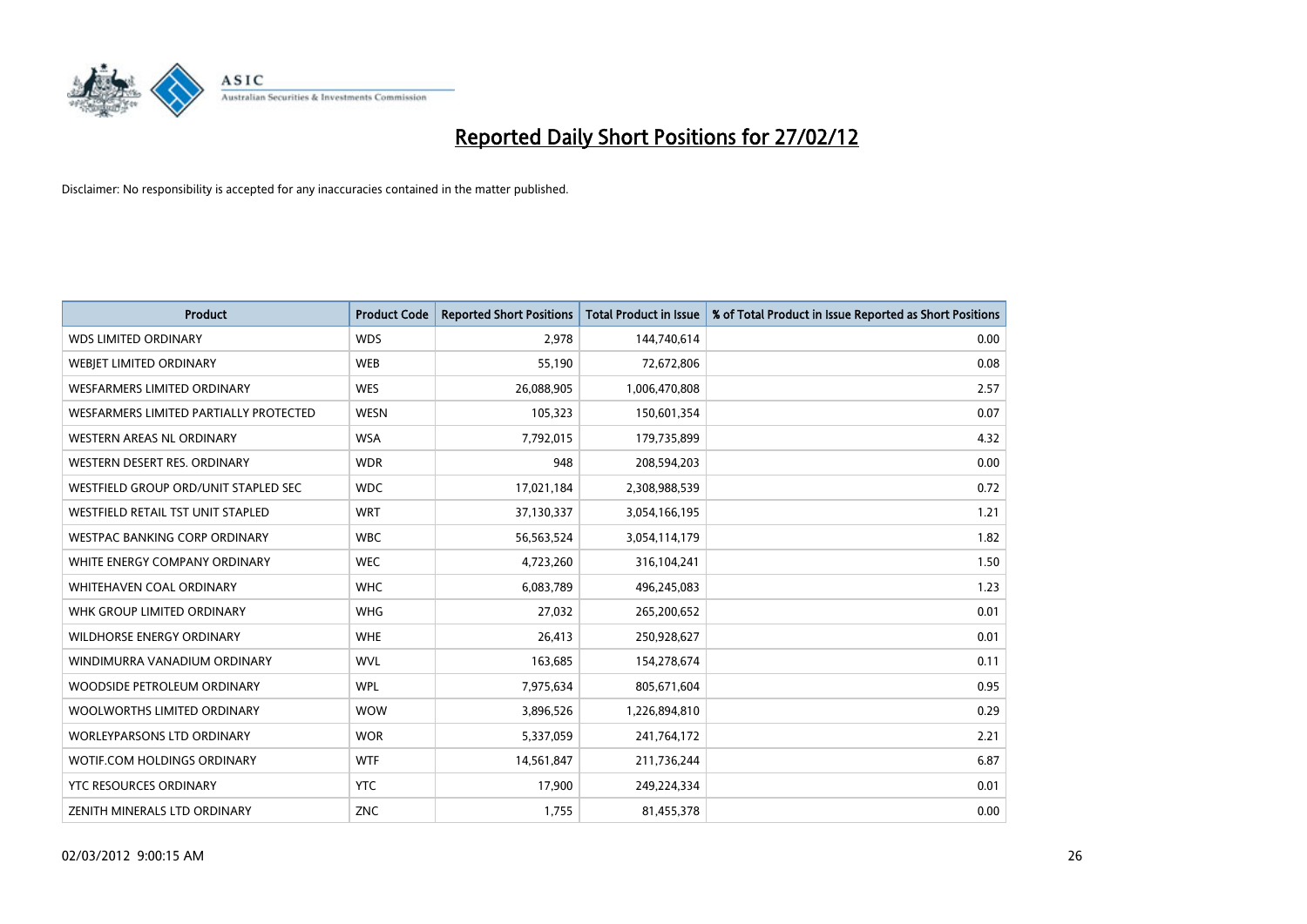# Reported Daily Short Positions for 27/02/12

Disclaimer: No responsibility is accepted for any inaccuracies contained in the matter published.

| Product | Product Code | Reported Short Positions | Total Product in Issue | % of Total Product in Issue Reported as Short Positions |
|---|---|---|---|---|
| WDS LIMITED ORDINARY | WDS | 2,978 | 144,740,614 | 0.00 |
| WEBJET LIMITED ORDINARY | WEB | 55,190 | 72,672,806 | 0.08 |
| WESFARMERS LIMITED ORDINARY | WES | 26,088,905 | 1,006,470,808 | 2.57 |
| WESFARMERS LIMITED PARTIALLY PROTECTED | WESN | 105,323 | 150,601,354 | 0.07 |
| WESTERN AREAS NL ORDINARY | WSA | 7,792,015 | 179,735,899 | 4.32 |
| WESTERN DESERT RES. ORDINARY | WDR | 948 | 208,594,203 | 0.00 |
| WESTFIELD GROUP ORD/UNIT STAPLED SEC | WDC | 17,021,184 | 2,308,988,539 | 0.72 |
| WESTFIELD RETAIL TST UNIT STAPLED | WRT | 37,130,337 | 3,054,166,195 | 1.21 |
| WESTPAC BANKING CORP ORDINARY | WBC | 56,563,524 | 3,054,114,179 | 1.82 |
| WHITE ENERGY COMPANY ORDINARY | WEC | 4,723,260 | 316,104,241 | 1.50 |
| WHITEHAVEN COAL ORDINARY | WHC | 6,083,789 | 496,245,083 | 1.23 |
| WHK GROUP LIMITED ORDINARY | WHG | 27,032 | 265,200,652 | 0.01 |
| WILDHORSE ENERGY ORDINARY | WHE | 26,413 | 250,928,627 | 0.01 |
| WINDIMURRA VANADIUM ORDINARY | WVL | 163,685 | 154,278,674 | 0.11 |
| WOODSIDE PETROLEUM ORDINARY | WPL | 7,975,634 | 805,671,604 | 0.95 |
| WOOLWORTHS LIMITED ORDINARY | WOW | 3,896,526 | 1,226,894,810 | 0.29 |
| WORLEYPARSONS LTD ORDINARY | WOR | 5,337,059 | 241,764,172 | 2.21 |
| WOTIF.COM HOLDINGS ORDINARY | WTF | 14,561,847 | 211,736,244 | 6.87 |
| YTC RESOURCES ORDINARY | YTC | 17,900 | 249,224,334 | 0.01 |
| ZENITH MINERALS LTD ORDINARY | ZNC | 1,755 | 81,455,378 | 0.00 |

02/03/2012 9:00:15 AM